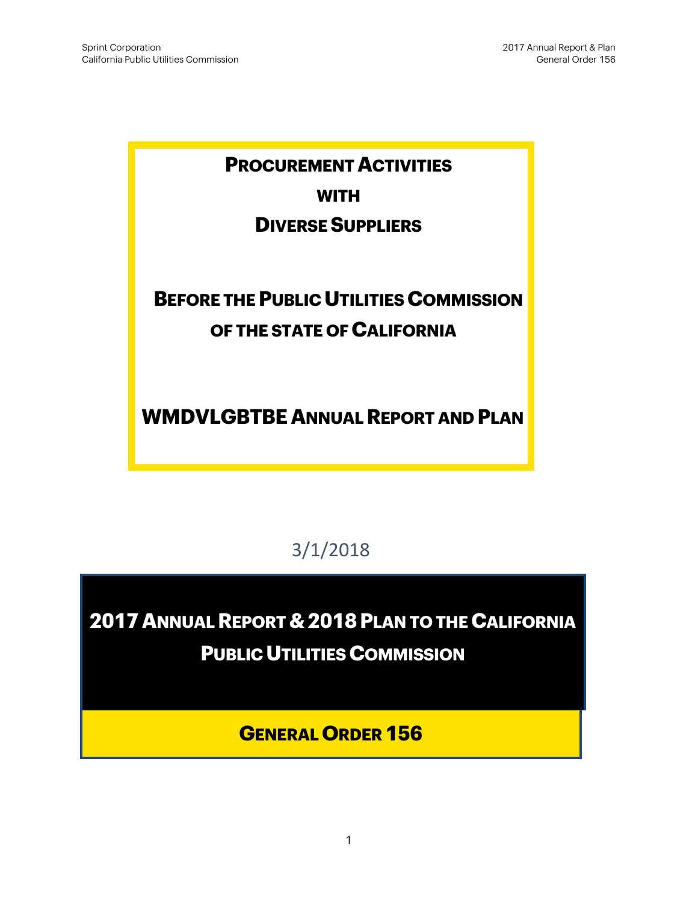# Procurement Activities with Diverse Suppliers

## Before the Public Utilities Commission of the State of California

## WMDVLGBTBE Annual Report and Plan

3/1/2018

# 2017 Annual Report & 2018 Plan to the California Public Utilities Commission

## General Order 156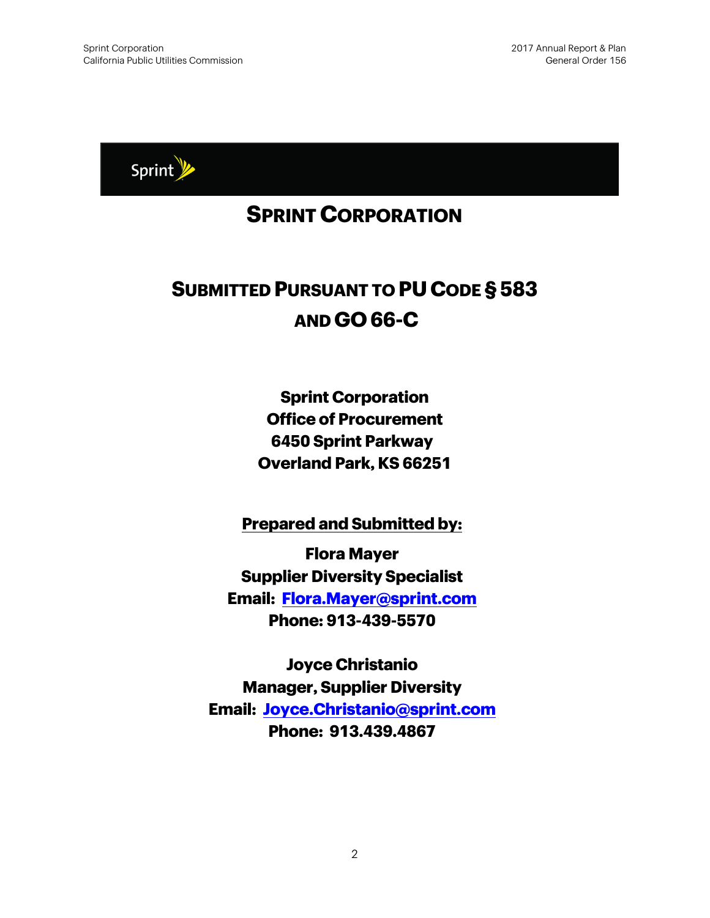Sprint

# SPRINT CORPORATION

## SUBMITTED PURSUANT TO PU CODE § 583 AND GO 66-C

**Sprint Corporation**
**Office of Procurement**
**6450 Sprint Parkway**
**Overland Park, KS 66251**

**Prepared and Submitted by:**

**Flora Mayer**
**Supplier Diversity Specialist**
**Email: Flora.Mayer@sprint.com**
**Phone: 913-439-5570**

**Joyce Christanio**
**Manager, Supplier Diversity**
**Email: Joyce.Christanio@sprint.com**
**Phone: 913.439.4867**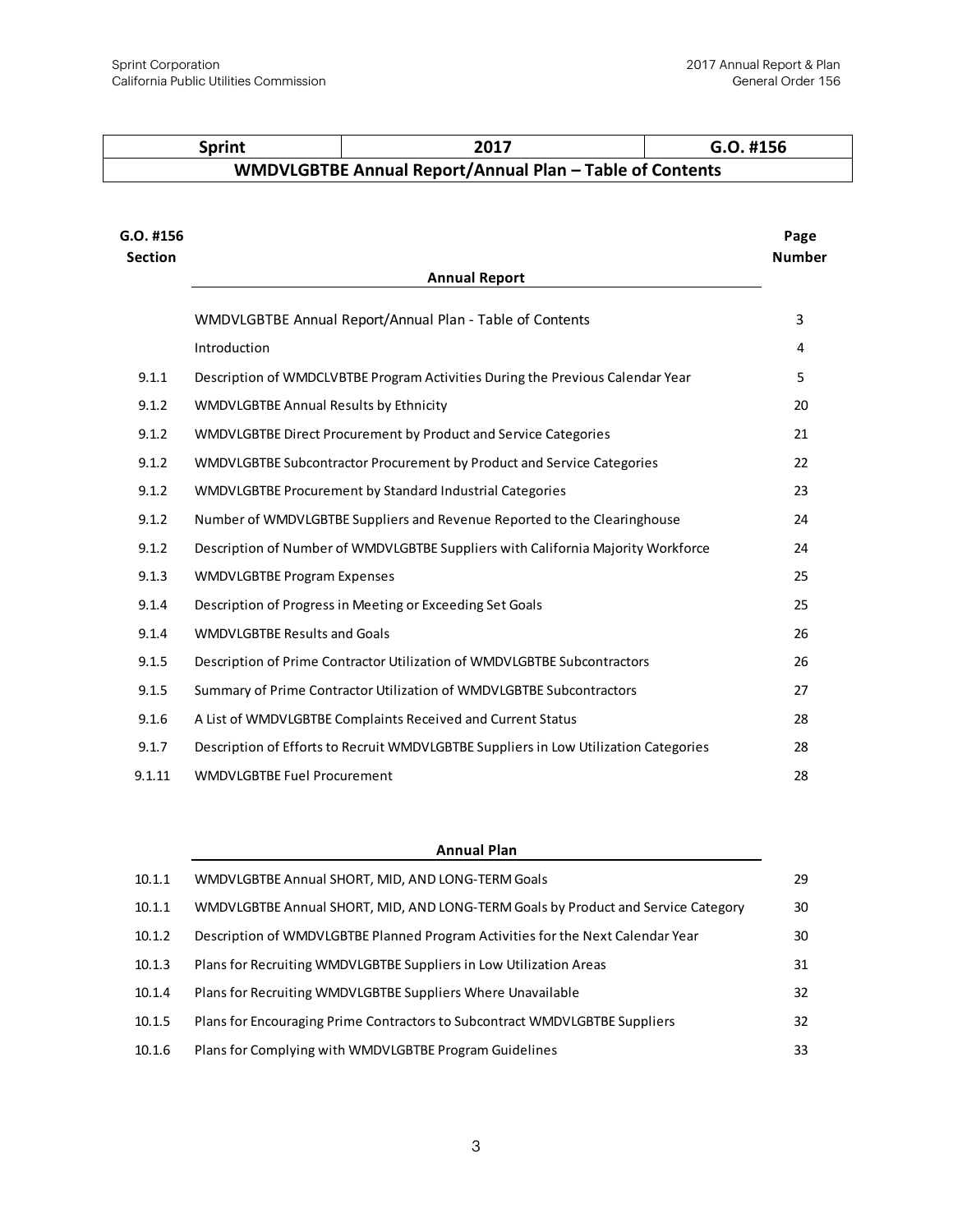| Sprint | 2017 | G.O. #156 |
|---|---|---|
| **WMDVLGBTBE Annual Report/Annual Plan – Table of Contents** | | |

| G.O. #156 Section | Annual Report | Page Number |
|---|---|---|
| | WMDVLGBTBE Annual Report/Annual Plan - Table of Contents | 3 |
| | Introduction | 4 |
| 9.1.1 | Description of WMDCLVBTBE Program Activities During the Previous Calendar Year | 5 |
| 9.1.2 | WMDVLGBTBE Annual Results by Ethnicity | 20 |
| 9.1.2 | WMDVLGBTBE Direct Procurement by Product and Service Categories | 21 |
| 9.1.2 | WMDVLGBTBE Subcontractor Procurement by Product and Service Categories | 22 |
| 9.1.2 | WMDVLGBTBE Procurement by Standard Industrial Categories | 23 |
| 9.1.2 | Number of WMDVLGBTBE Suppliers and Revenue Reported to the Clearinghouse | 24 |
| 9.1.2 | Description of Number of WMDVLGBTBE Suppliers with California Majority Workforce | 24 |
| 9.1.3 | WMDVLGBTBE Program Expenses | 25 |
| 9.1.4 | Description of Progress in Meeting or Exceeding Set Goals | 25 |
| 9.1.4 | WMDVLGBTBE Results and Goals | 26 |
| 9.1.5 | Description of Prime Contractor Utilization of WMDVLGBTBE Subcontractors | 26 |
| 9.1.5 | Summary of Prime Contractor Utilization of WMDVLGBTBE Subcontractors | 27 |
| 9.1.6 | A List of WMDVLGBTBE Complaints Received and Current Status | 28 |
| 9.1.7 | Description of Efforts to Recruit WMDVLGBTBE Suppliers in Low Utilization Categories | 28 |
| 9.1.11 | WMDVLGBTBE Fuel Procurement | 28 |

| | Annual Plan | |
|---|---|---|
| 10.1.1 | WMDVLGBTBE Annual SHORT, MID, AND LONG-TERM Goals | 29 |
| 10.1.1 | WMDVLGBTBE Annual SHORT, MID, AND LONG-TERM Goals by Product and Service Category | 30 |
| 10.1.2 | Description of WMDVLGBTBE Planned Program Activities for the Next Calendar Year | 30 |
| 10.1.3 | Plans for Recruiting WMDVLGBTBE Suppliers in Low Utilization Areas | 31 |
| 10.1.4 | Plans for Recruiting WMDVLGBTBE Suppliers Where Unavailable | 32 |
| 10.1.5 | Plans for Encouraging Prime Contractors to Subcontract WMDVLGBTBE Suppliers | 32 |
| 10.1.6 | Plans for Complying with WMDVLGBTBE Program Guidelines | 33 |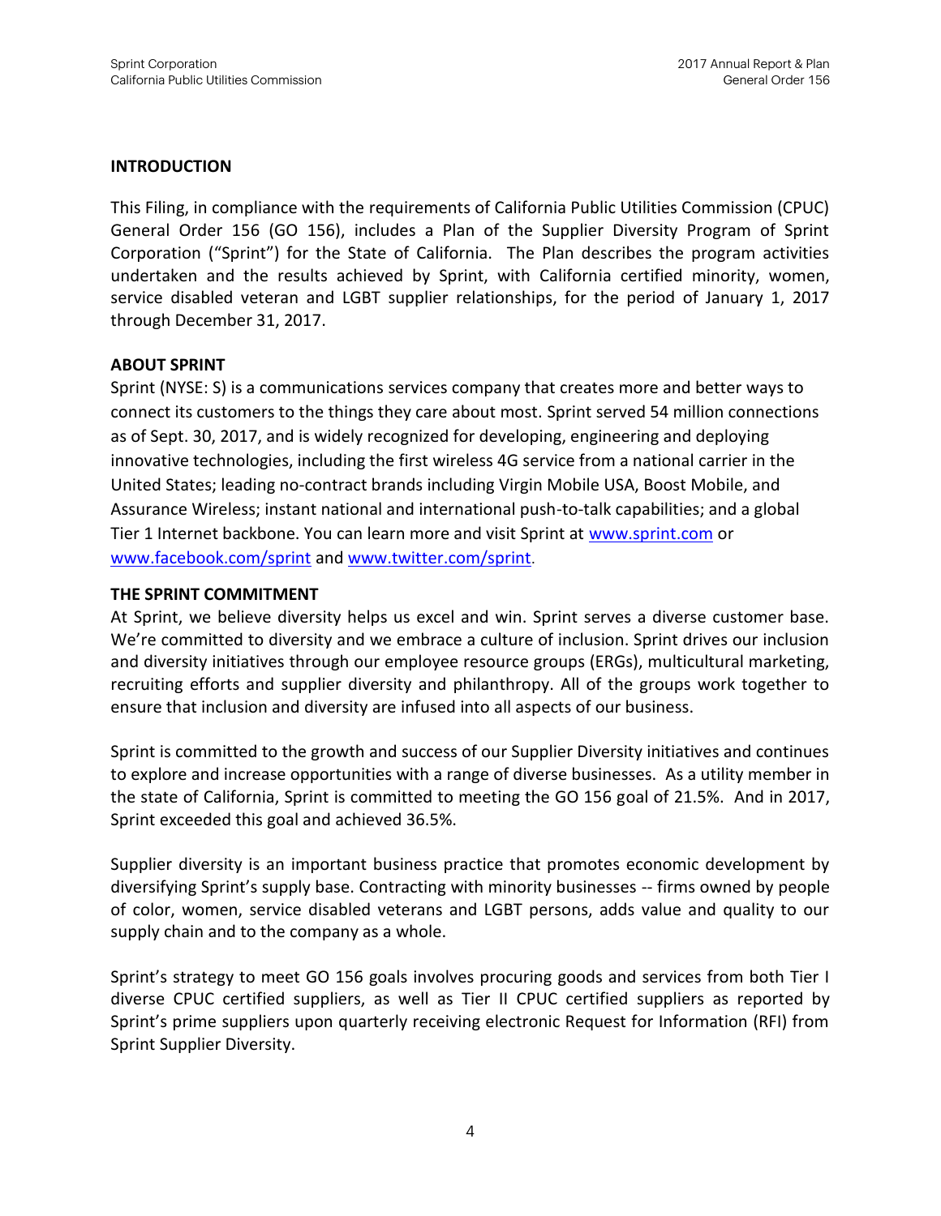## INTRODUCTION

This Filing, in compliance with the requirements of California Public Utilities Commission (CPUC) General Order 156 (GO 156), includes a Plan of the Supplier Diversity Program of Sprint Corporation ("Sprint") for the State of California. The Plan describes the program activities undertaken and the results achieved by Sprint, with California certified minority, women, service disabled veteran and LGBT supplier relationships, for the period of January 1, 2017 through December 31, 2017.

## ABOUT SPRINT

Sprint (NYSE: S) is a communications services company that creates more and better ways to connect its customers to the things they care about most. Sprint served 54 million connections as of Sept. 30, 2017, and is widely recognized for developing, engineering and deploying innovative technologies, including the first wireless 4G service from a national carrier in the United States; leading no-contract brands including Virgin Mobile USA, Boost Mobile, and Assurance Wireless; instant national and international push-to-talk capabilities; and a global Tier 1 Internet backbone. You can learn more and visit Sprint at [www.sprint.com](http://www.sprint.com) or [www.facebook.com/sprint](http://www.facebook.com/sprint) and [www.twitter.com/sprint](http://www.twitter.com/sprint).

## THE SPRINT COMMITMENT

At Sprint, we believe diversity helps us excel and win. Sprint serves a diverse customer base. We're committed to diversity and we embrace a culture of inclusion. Sprint drives our inclusion and diversity initiatives through our employee resource groups (ERGs), multicultural marketing, recruiting efforts and supplier diversity and philanthropy. All of the groups work together to ensure that inclusion and diversity are infused into all aspects of our business.

Sprint is committed to the growth and success of our Supplier Diversity initiatives and continues to explore and increase opportunities with a range of diverse businesses. As a utility member in the state of California, Sprint is committed to meeting the GO 156 goal of 21.5%. And in 2017, Sprint exceeded this goal and achieved 36.5%.

Supplier diversity is an important business practice that promotes economic development by diversifying Sprint's supply base. Contracting with minority businesses -- firms owned by people of color, women, service disabled veterans and LGBT persons, adds value and quality to our supply chain and to the company as a whole.

Sprint's strategy to meet GO 156 goals involves procuring goods and services from both Tier I diverse CPUC certified suppliers, as well as Tier II CPUC certified suppliers as reported by Sprint's prime suppliers upon quarterly receiving electronic Request for Information (RFI) from Sprint Supplier Diversity.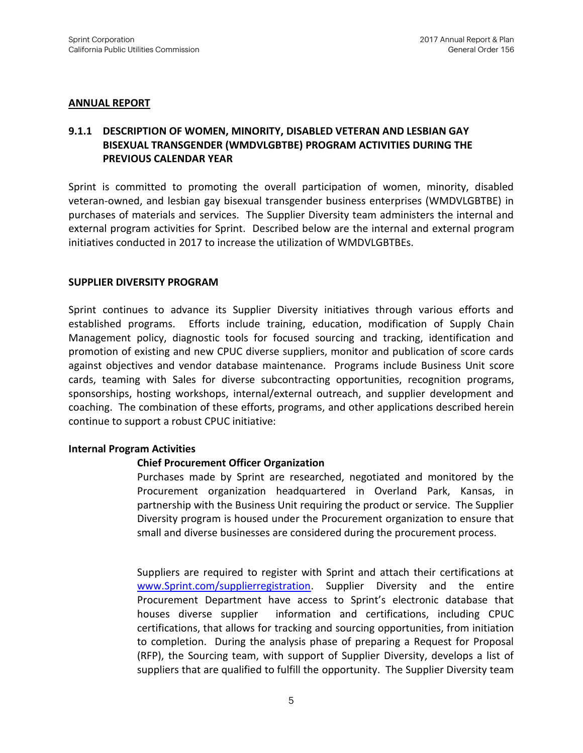## ANNUAL REPORT

### 9.1.1 DESCRIPTION OF WOMEN, MINORITY, DISABLED VETERAN AND LESBIAN GAY BISEXUAL TRANSGENDER (WMDVLGBTBE) PROGRAM ACTIVITIES DURING THE PREVIOUS CALENDAR YEAR

Sprint is committed to promoting the overall participation of women, minority, disabled veteran-owned, and lesbian gay bisexual transgender business enterprises (WMDVLGBTBE) in purchases of materials and services. The Supplier Diversity team administers the internal and external program activities for Sprint. Described below are the internal and external program initiatives conducted in 2017 to increase the utilization of WMDVLGBTBEs.

**SUPPLIER DIVERSITY PROGRAM**

Sprint continues to advance its Supplier Diversity initiatives through various efforts and established programs. Efforts include training, education, modification of Supply Chain Management policy, diagnostic tools for focused sourcing and tracking, identification and promotion of existing and new CPUC diverse suppliers, monitor and publication of score cards against objectives and vendor database maintenance. Programs include Business Unit score cards, teaming with Sales for diverse subcontracting opportunities, recognition programs, sponsorships, hosting workshops, internal/external outreach, and supplier development and coaching. The combination of these efforts, programs, and other applications described herein continue to support a robust CPUC initiative:

**Internal Program Activities**

**Chief Procurement Officer Organization**

Purchases made by Sprint are researched, negotiated and monitored by the Procurement organization headquartered in Overland Park, Kansas, in partnership with the Business Unit requiring the product or service. The Supplier Diversity program is housed under the Procurement organization to ensure that small and diverse businesses are considered during the procurement process.

Suppliers are required to register with Sprint and attach their certifications at [www.Sprint.com/supplierregistration](www.Sprint.com/supplierregistration). Supplier Diversity and the entire Procurement Department have access to Sprint's electronic database that houses diverse supplier information and certifications, including CPUC certifications, that allows for tracking and sourcing opportunities, from initiation to completion. During the analysis phase of preparing a Request for Proposal (RFP), the Sourcing team, with support of Supplier Diversity, develops a list of suppliers that are qualified to fulfill the opportunity. The Supplier Diversity team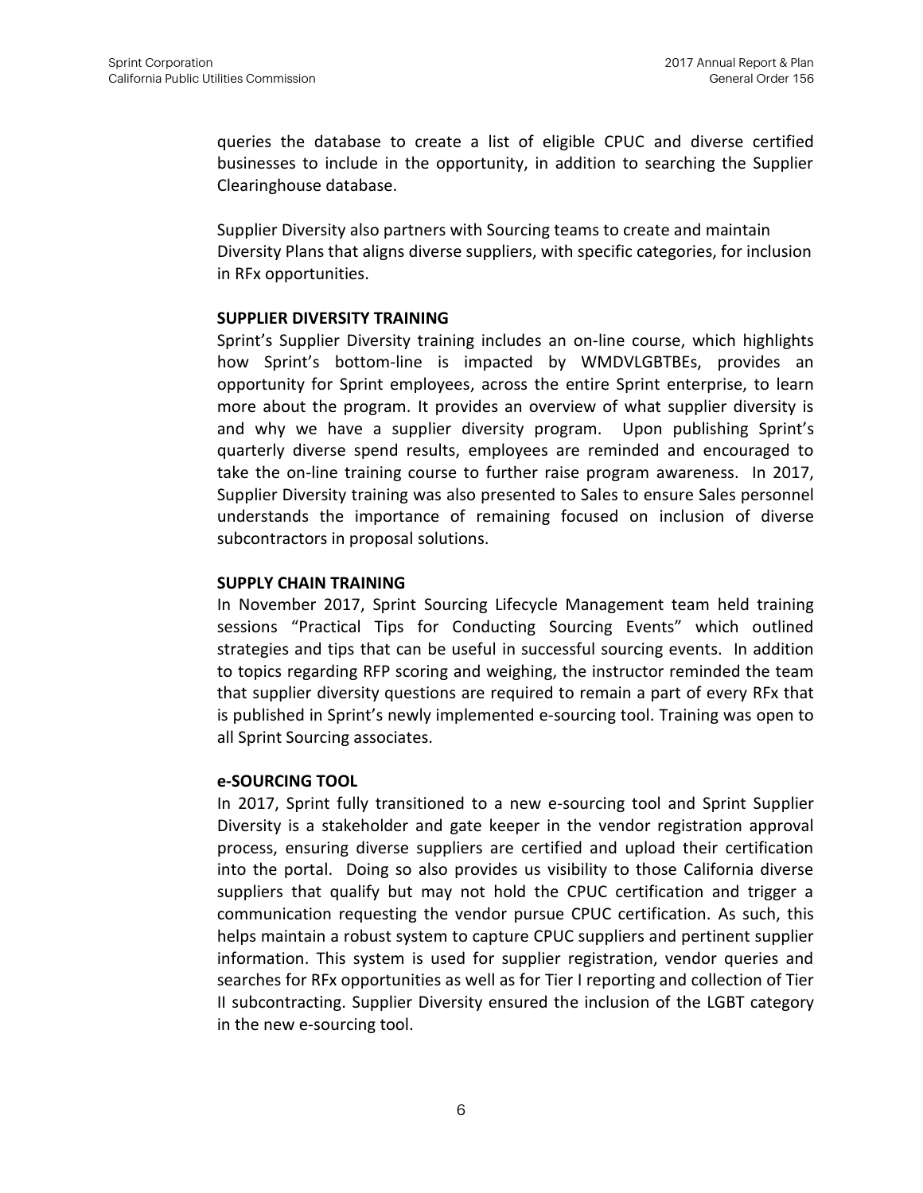queries the database to create a list of eligible CPUC and diverse certified businesses to include in the opportunity, in addition to searching the Supplier Clearinghouse database.

Supplier Diversity also partners with Sourcing teams to create and maintain Diversity Plans that aligns diverse suppliers, with specific categories, for inclusion in RFx opportunities.

**SUPPLIER DIVERSITY TRAINING**

Sprint's Supplier Diversity training includes an on-line course, which highlights how Sprint's bottom-line is impacted by WMDVLGBTBEs, provides an opportunity for Sprint employees, across the entire Sprint enterprise, to learn more about the program. It provides an overview of what supplier diversity is and why we have a supplier diversity program. Upon publishing Sprint's quarterly diverse spend results, employees are reminded and encouraged to take the on-line training course to further raise program awareness. In 2017, Supplier Diversity training was also presented to Sales to ensure Sales personnel understands the importance of remaining focused on inclusion of diverse subcontractors in proposal solutions.

**SUPPLY CHAIN TRAINING**

In November 2017, Sprint Sourcing Lifecycle Management team held training sessions "Practical Tips for Conducting Sourcing Events" which outlined strategies and tips that can be useful in successful sourcing events. In addition to topics regarding RFP scoring and weighing, the instructor reminded the team that supplier diversity questions are required to remain a part of every RFx that is published in Sprint's newly implemented e-sourcing tool. Training was open to all Sprint Sourcing associates.

**e-SOURCING TOOL**

In 2017, Sprint fully transitioned to a new e-sourcing tool and Sprint Supplier Diversity is a stakeholder and gate keeper in the vendor registration approval process, ensuring diverse suppliers are certified and upload their certification into the portal. Doing so also provides us visibility to those California diverse suppliers that qualify but may not hold the CPUC certification and trigger a communication requesting the vendor pursue CPUC certification. As such, this helps maintain a robust system to capture CPUC suppliers and pertinent supplier information. This system is used for supplier registration, vendor queries and searches for RFx opportunities as well as for Tier I reporting and collection of Tier II subcontracting. Supplier Diversity ensured the inclusion of the LGBT category in the new e-sourcing tool.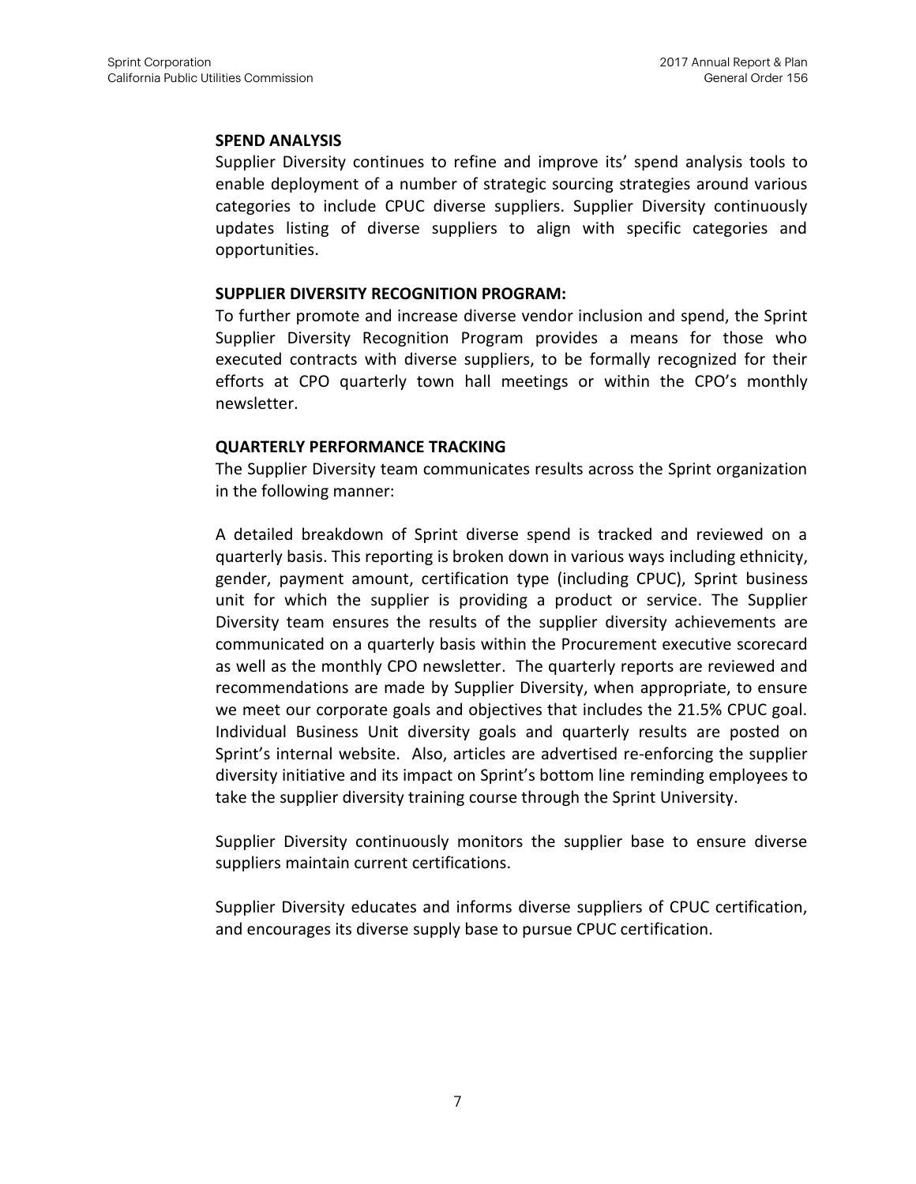**SPEND ANALYSIS**

Supplier Diversity continues to refine and improve its' spend analysis tools to enable deployment of a number of strategic sourcing strategies around various categories to include CPUC diverse suppliers. Supplier Diversity continuously updates listing of diverse suppliers to align with specific categories and opportunities.

**SUPPLIER DIVERSITY RECOGNITION PROGRAM:**

To further promote and increase diverse vendor inclusion and spend, the Sprint Supplier Diversity Recognition Program provides a means for those who executed contracts with diverse suppliers, to be formally recognized for their efforts at CPO quarterly town hall meetings or within the CPO's monthly newsletter.

**QUARTERLY PERFORMANCE TRACKING**

The Supplier Diversity team communicates results across the Sprint organization in the following manner:

A detailed breakdown of Sprint diverse spend is tracked and reviewed on a quarterly basis. This reporting is broken down in various ways including ethnicity, gender, payment amount, certification type (including CPUC), Sprint business unit for which the supplier is providing a product or service. The Supplier Diversity team ensures the results of the supplier diversity achievements are communicated on a quarterly basis within the Procurement executive scorecard as well as the monthly CPO newsletter. The quarterly reports are reviewed and recommendations are made by Supplier Diversity, when appropriate, to ensure we meet our corporate goals and objectives that includes the 21.5% CPUC goal. Individual Business Unit diversity goals and quarterly results are posted on Sprint's internal website. Also, articles are advertised re-enforcing the supplier diversity initiative and its impact on Sprint's bottom line reminding employees to take the supplier diversity training course through the Sprint University.

Supplier Diversity continuously monitors the supplier base to ensure diverse suppliers maintain current certifications.

Supplier Diversity educates and informs diverse suppliers of CPUC certification, and encourages its diverse supply base to pursue CPUC certification.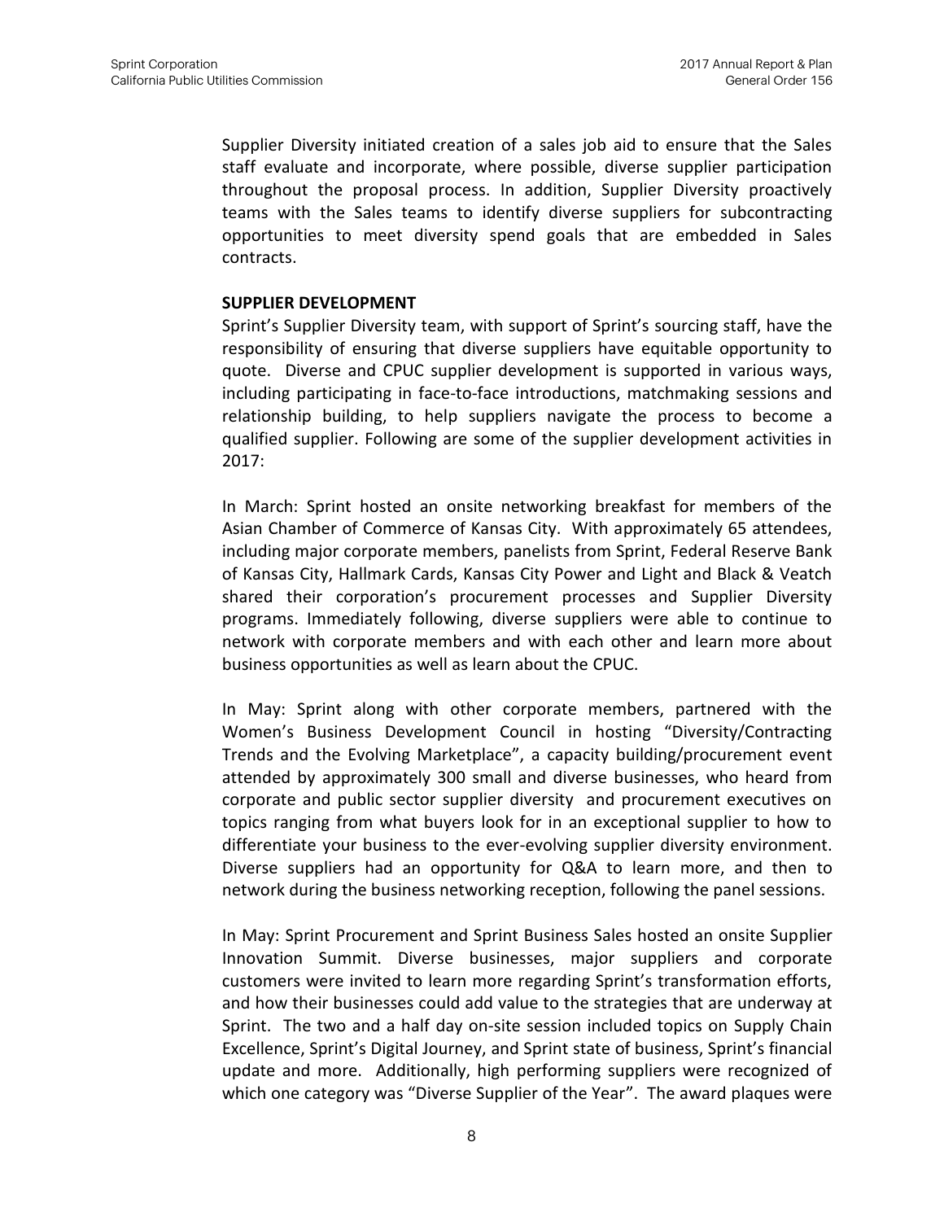Supplier Diversity initiated creation of a sales job aid to ensure that the Sales staff evaluate and incorporate, where possible, diverse supplier participation throughout the proposal process. In addition, Supplier Diversity proactively teams with the Sales teams to identify diverse suppliers for subcontracting opportunities to meet diversity spend goals that are embedded in Sales contracts.

**SUPPLIER DEVELOPMENT**

Sprint's Supplier Diversity team, with support of Sprint's sourcing staff, have the responsibility of ensuring that diverse suppliers have equitable opportunity to quote. Diverse and CPUC supplier development is supported in various ways, including participating in face-to-face introductions, matchmaking sessions and relationship building, to help suppliers navigate the process to become a qualified supplier. Following are some of the supplier development activities in 2017:

In March: Sprint hosted an onsite networking breakfast for members of the Asian Chamber of Commerce of Kansas City. With approximately 65 attendees, including major corporate members, panelists from Sprint, Federal Reserve Bank of Kansas City, Hallmark Cards, Kansas City Power and Light and Black & Veatch shared their corporation's procurement processes and Supplier Diversity programs. Immediately following, diverse suppliers were able to continue to network with corporate members and with each other and learn more about business opportunities as well as learn about the CPUC.

In May: Sprint along with other corporate members, partnered with the Women's Business Development Council in hosting "Diversity/Contracting Trends and the Evolving Marketplace", a capacity building/procurement event attended by approximately 300 small and diverse businesses, who heard from corporate and public sector supplier diversity and procurement executives on topics ranging from what buyers look for in an exceptional supplier to how to differentiate your business to the ever-evolving supplier diversity environment. Diverse suppliers had an opportunity for Q&A to learn more, and then to network during the business networking reception, following the panel sessions.

In May: Sprint Procurement and Sprint Business Sales hosted an onsite Supplier Innovation Summit. Diverse businesses, major suppliers and corporate customers were invited to learn more regarding Sprint's transformation efforts, and how their businesses could add value to the strategies that are underway at Sprint. The two and a half day on-site session included topics on Supply Chain Excellence, Sprint's Digital Journey, and Sprint state of business, Sprint's financial update and more. Additionally, high performing suppliers were recognized of which one category was "Diverse Supplier of the Year". The award plaques were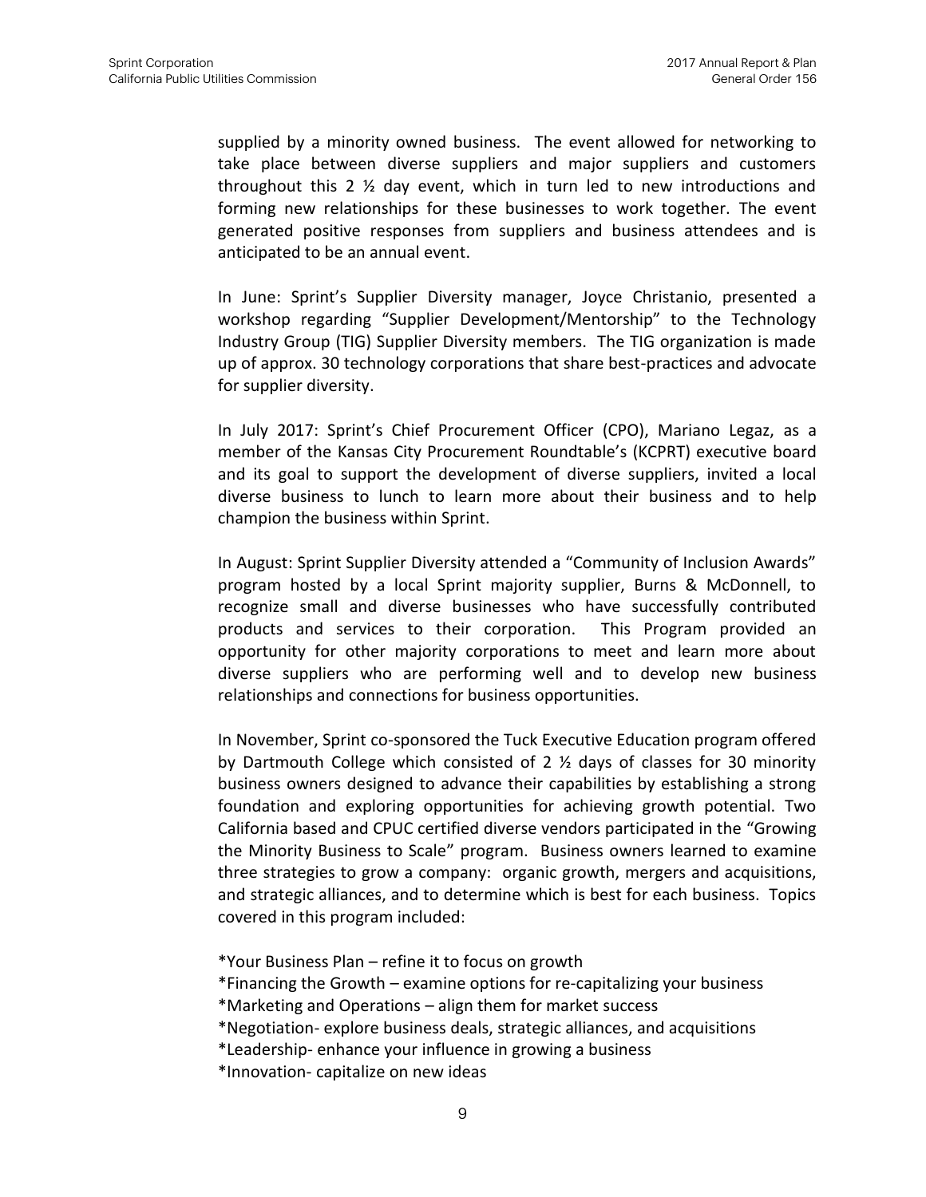supplied by a minority owned business. The event allowed for networking to take place between diverse suppliers and major suppliers and customers throughout this 2 ½ day event, which in turn led to new introductions and forming new relationships for these businesses to work together. The event generated positive responses from suppliers and business attendees and is anticipated to be an annual event.

In June: Sprint's Supplier Diversity manager, Joyce Christanio, presented a workshop regarding "Supplier Development/Mentorship" to the Technology Industry Group (TIG) Supplier Diversity members. The TIG organization is made up of approx. 30 technology corporations that share best-practices and advocate for supplier diversity.

In July 2017: Sprint's Chief Procurement Officer (CPO), Mariano Legaz, as a member of the Kansas City Procurement Roundtable's (KCPRT) executive board and its goal to support the development of diverse suppliers, invited a local diverse business to lunch to learn more about their business and to help champion the business within Sprint.

In August: Sprint Supplier Diversity attended a "Community of Inclusion Awards" program hosted by a local Sprint majority supplier, Burns & McDonnell, to recognize small and diverse businesses who have successfully contributed products and services to their corporation. This Program provided an opportunity for other majority corporations to meet and learn more about diverse suppliers who are performing well and to develop new business relationships and connections for business opportunities.

In November, Sprint co-sponsored the Tuck Executive Education program offered by Dartmouth College which consisted of 2 ½ days of classes for 30 minority business owners designed to advance their capabilities by establishing a strong foundation and exploring opportunities for achieving growth potential. Two California based and CPUC certified diverse vendors participated in the "Growing the Minority Business to Scale" program. Business owners learned to examine three strategies to grow a company: organic growth, mergers and acquisitions, and strategic alliances, and to determine which is best for each business. Topics covered in this program included:

*Your Business Plan – refine it to focus on growth
*Financing the Growth – examine options for re-capitalizing your business
*Marketing and Operations – align them for market success
*Negotiation- explore business deals, strategic alliances, and acquisitions
*Leadership- enhance your influence in growing a business
*Innovation- capitalize on new ideas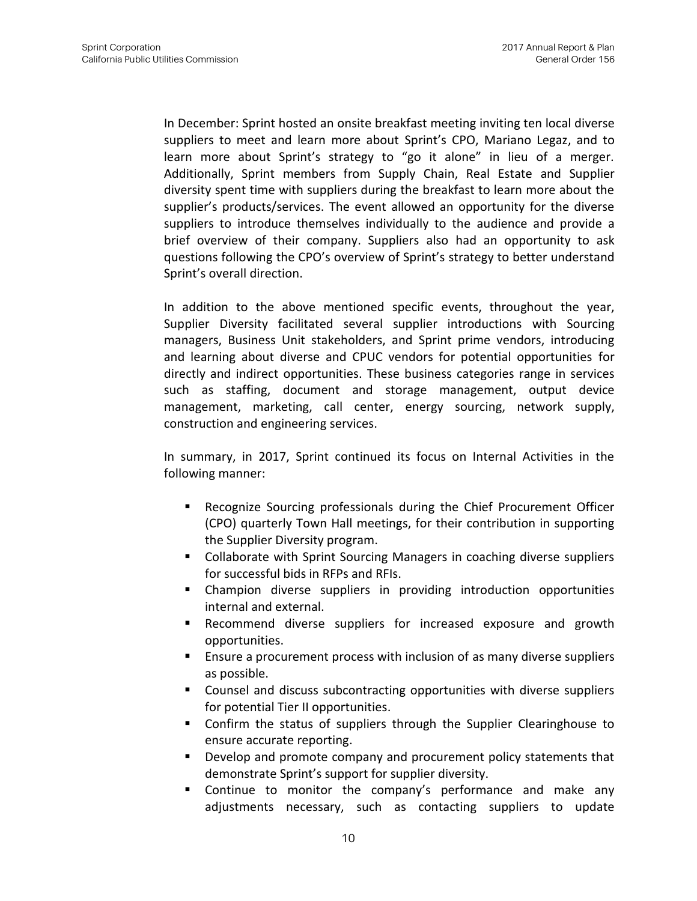In December: Sprint hosted an onsite breakfast meeting inviting ten local diverse suppliers to meet and learn more about Sprint's CPO, Mariano Legaz, and to learn more about Sprint's strategy to "go it alone" in lieu of a merger. Additionally, Sprint members from Supply Chain, Real Estate and Supplier diversity spent time with suppliers during the breakfast to learn more about the supplier's products/services. The event allowed an opportunity for the diverse suppliers to introduce themselves individually to the audience and provide a brief overview of their company. Suppliers also had an opportunity to ask questions following the CPO's overview of Sprint's strategy to better understand Sprint's overall direction.

In addition to the above mentioned specific events, throughout the year, Supplier Diversity facilitated several supplier introductions with Sourcing managers, Business Unit stakeholders, and Sprint prime vendors, introducing and learning about diverse and CPUC vendors for potential opportunities for directly and indirect opportunities. These business categories range in services such as staffing, document and storage management, output device management, marketing, call center, energy sourcing, network supply, construction and engineering services.

In summary, in 2017, Sprint continued its focus on Internal Activities in the following manner:

- Recognize Sourcing professionals during the Chief Procurement Officer (CPO) quarterly Town Hall meetings, for their contribution in supporting the Supplier Diversity program.
- Collaborate with Sprint Sourcing Managers in coaching diverse suppliers for successful bids in RFPs and RFIs.
- Champion diverse suppliers in providing introduction opportunities internal and external.
- Recommend diverse suppliers for increased exposure and growth opportunities.
- Ensure a procurement process with inclusion of as many diverse suppliers as possible.
- Counsel and discuss subcontracting opportunities with diverse suppliers for potential Tier II opportunities.
- Confirm the status of suppliers through the Supplier Clearinghouse to ensure accurate reporting.
- Develop and promote company and procurement policy statements that demonstrate Sprint's support for supplier diversity.
- Continue to monitor the company's performance and make any adjustments necessary, such as contacting suppliers to update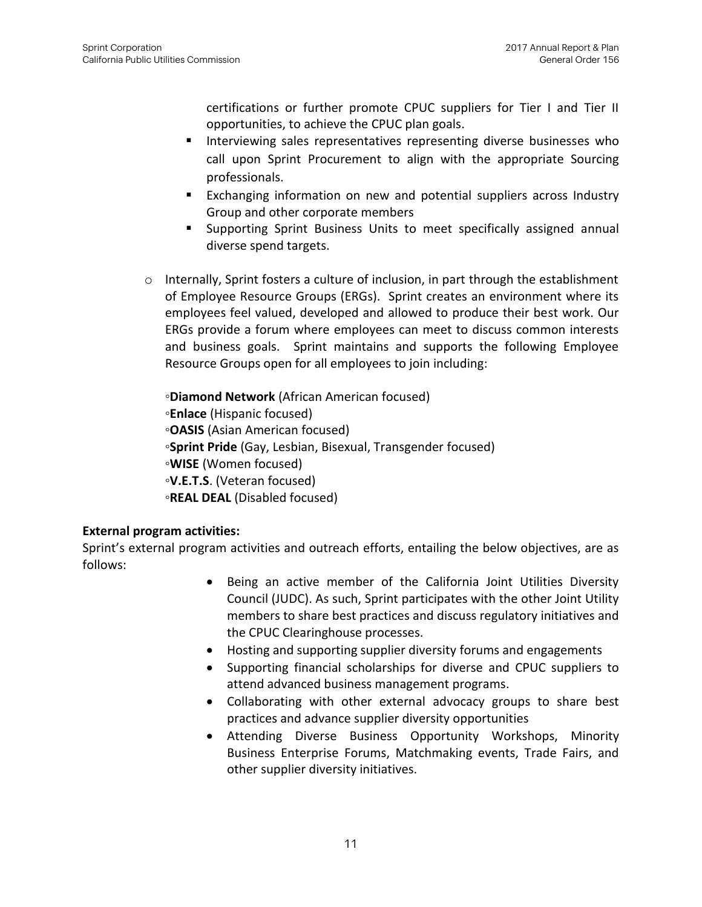certifications or further promote CPUC suppliers for Tier I and Tier II opportunities, to achieve the CPUC plan goals.
- Interviewing sales representatives representing diverse businesses who call upon Sprint Procurement to align with the appropriate Sourcing professionals.
- Exchanging information on new and potential suppliers across Industry Group and other corporate members
- Supporting Sprint Business Units to meet specifically assigned annual diverse spend targets.

- Internally, Sprint fosters a culture of inclusion, in part through the establishment of Employee Resource Groups (ERGs). Sprint creates an environment where its employees feel valued, developed and allowed to produce their best work. Our ERGs provide a forum where employees can meet to discuss common interests and business goals. Sprint maintains and supports the following Employee Resource Groups open for all employees to join including:

  ◦**Diamond Network** (African American focused)
  ◦**Enlace** (Hispanic focused)
  ◦**OASIS** (Asian American focused)
  ◦**Sprint Pride** (Gay, Lesbian, Bisexual, Transgender focused)
  ◦**WISE** (Women focused)
  ◦**V.E.T.S**. (Veteran focused)
  ◦**REAL DEAL** (Disabled focused)

**External program activities:**

Sprint's external program activities and outreach efforts, entailing the below objectives, are as follows:

- Being an active member of the California Joint Utilities Diversity Council (JUDC). As such, Sprint participates with the other Joint Utility members to share best practices and discuss regulatory initiatives and the CPUC Clearinghouse processes.
- Hosting and supporting supplier diversity forums and engagements
- Supporting financial scholarships for diverse and CPUC suppliers to attend advanced business management programs.
- Collaborating with other external advocacy groups to share best practices and advance supplier diversity opportunities
- Attending Diverse Business Opportunity Workshops, Minority Business Enterprise Forums, Matchmaking events, Trade Fairs, and other supplier diversity initiatives.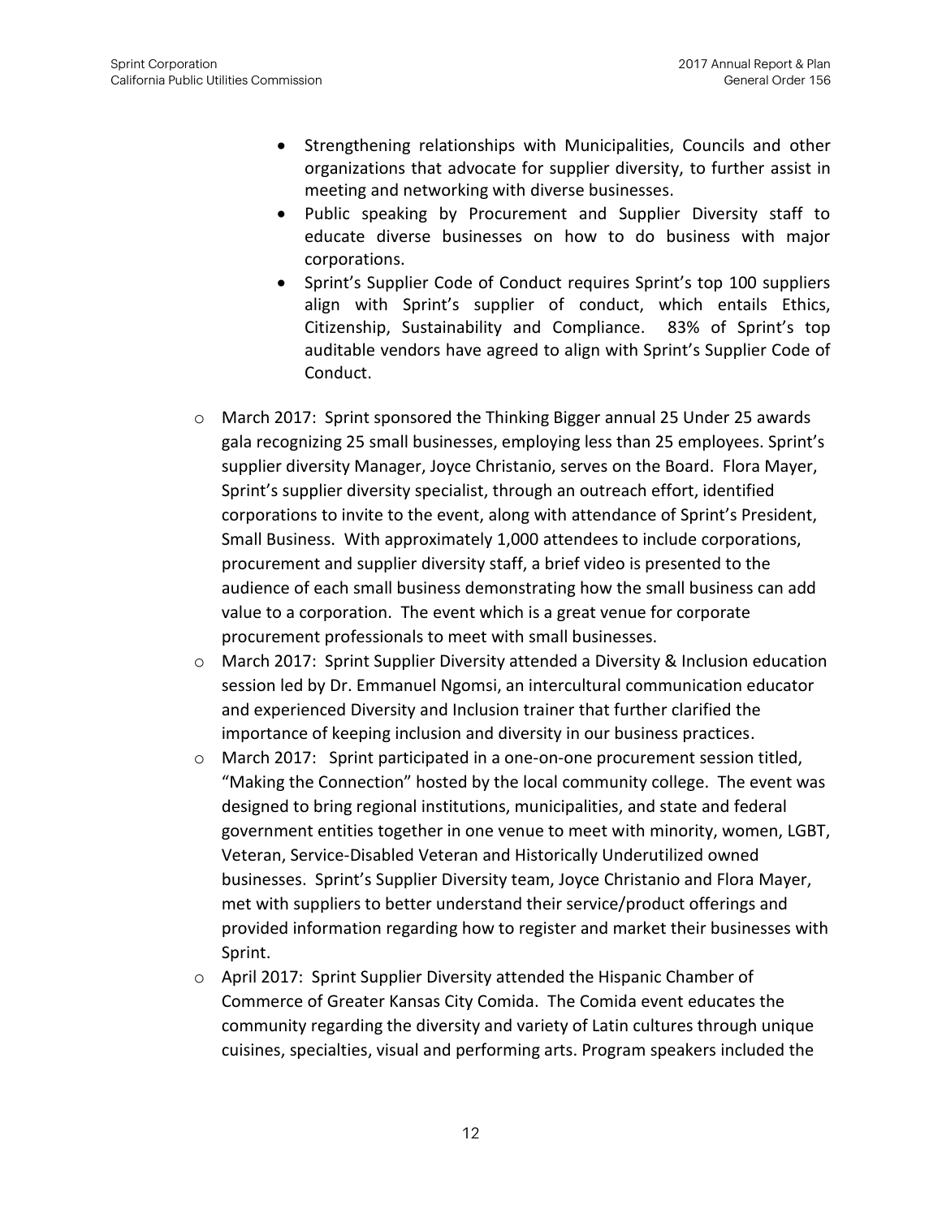- Strengthening relationships with Municipalities, Councils and other organizations that advocate for supplier diversity, to further assist in meeting and networking with diverse businesses.
  - Public speaking by Procurement and Supplier Diversity staff to educate diverse businesses on how to do business with major corporations.
  - Sprint's Supplier Code of Conduct requires Sprint's top 100 suppliers align with Sprint's supplier of conduct, which entails Ethics, Citizenship, Sustainability and Compliance. 83% of Sprint's top auditable vendors have agreed to align with Sprint's Supplier Code of Conduct.

- March 2017: Sprint sponsored the Thinking Bigger annual 25 Under 25 awards gala recognizing 25 small businesses, employing less than 25 employees. Sprint's supplier diversity Manager, Joyce Christanio, serves on the Board. Flora Mayer, Sprint's supplier diversity specialist, through an outreach effort, identified corporations to invite to the event, along with attendance of Sprint's President, Small Business. With approximately 1,000 attendees to include corporations, procurement and supplier diversity staff, a brief video is presented to the audience of each small business demonstrating how the small business can add value to a corporation. The event which is a great venue for corporate procurement professionals to meet with small businesses.
- March 2017: Sprint Supplier Diversity attended a Diversity & Inclusion education session led by Dr. Emmanuel Ngomsi, an intercultural communication educator and experienced Diversity and Inclusion trainer that further clarified the importance of keeping inclusion and diversity in our business practices.
- March 2017: Sprint participated in a one-on-one procurement session titled, "Making the Connection" hosted by the local community college. The event was designed to bring regional institutions, municipalities, and state and federal government entities together in one venue to meet with minority, women, LGBT, Veteran, Service-Disabled Veteran and Historically Underutilized owned businesses. Sprint's Supplier Diversity team, Joyce Christanio and Flora Mayer, met with suppliers to better understand their service/product offerings and provided information regarding how to register and market their businesses with Sprint.
- April 2017: Sprint Supplier Diversity attended the Hispanic Chamber of Commerce of Greater Kansas City Comida. The Comida event educates the community regarding the diversity and variety of Latin cultures through unique cuisines, specialties, visual and performing arts. Program speakers included the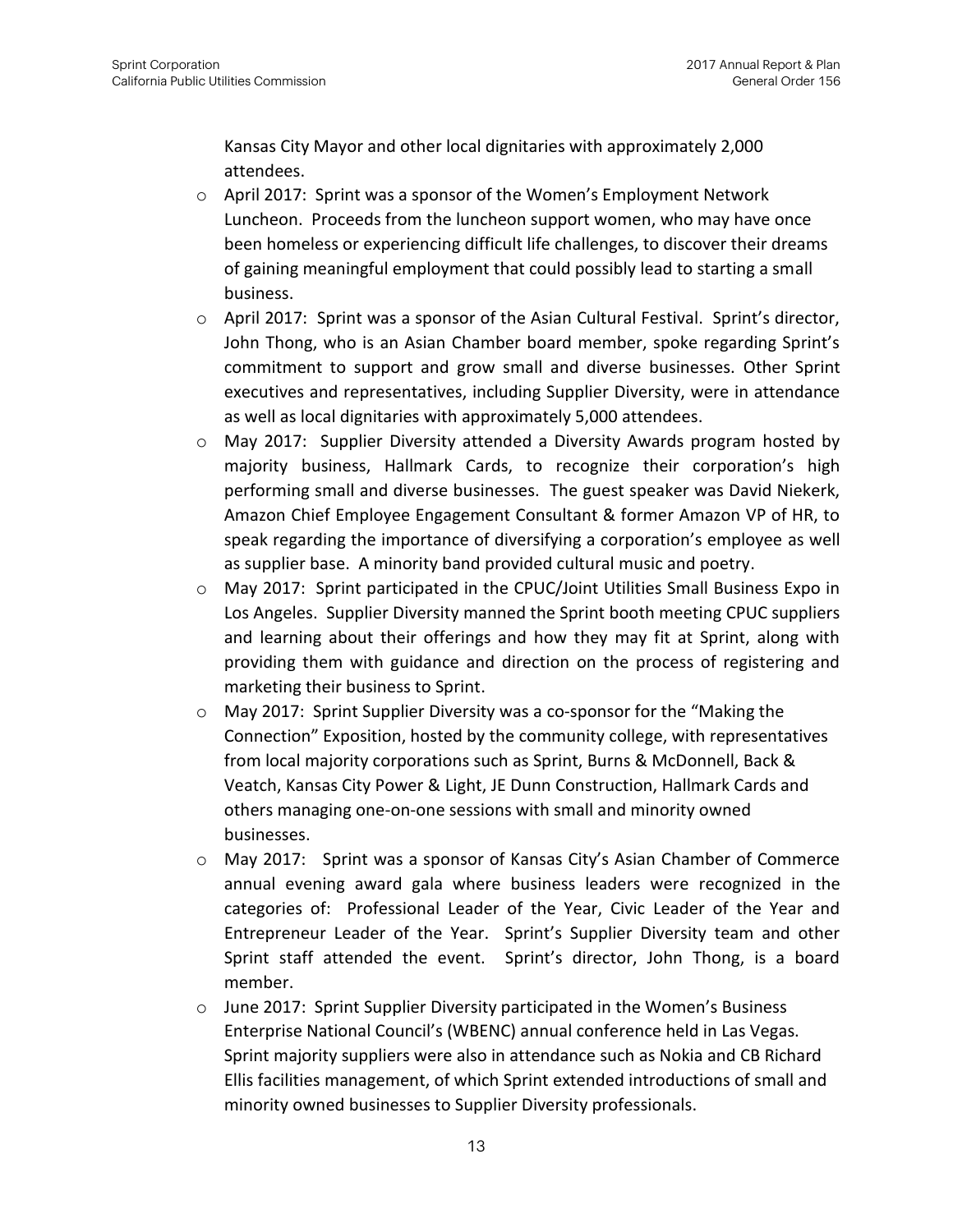Kansas City Mayor and other local dignitaries with approximately 2,000 attendees.

- April 2017: Sprint was a sponsor of the Women's Employment Network Luncheon. Proceeds from the luncheon support women, who may have once been homeless or experiencing difficult life challenges, to discover their dreams of gaining meaningful employment that could possibly lead to starting a small business.
- April 2017: Sprint was a sponsor of the Asian Cultural Festival. Sprint's director, John Thong, who is an Asian Chamber board member, spoke regarding Sprint's commitment to support and grow small and diverse businesses. Other Sprint executives and representatives, including Supplier Diversity, were in attendance as well as local dignitaries with approximately 5,000 attendees.
- May 2017: Supplier Diversity attended a Diversity Awards program hosted by majority business, Hallmark Cards, to recognize their corporation's high performing small and diverse businesses. The guest speaker was David Niekerk, Amazon Chief Employee Engagement Consultant & former Amazon VP of HR, to speak regarding the importance of diversifying a corporation's employee as well as supplier base. A minority band provided cultural music and poetry.
- May 2017: Sprint participated in the CPUC/Joint Utilities Small Business Expo in Los Angeles. Supplier Diversity manned the Sprint booth meeting CPUC suppliers and learning about their offerings and how they may fit at Sprint, along with providing them with guidance and direction on the process of registering and marketing their business to Sprint.
- May 2017: Sprint Supplier Diversity was a co-sponsor for the "Making the Connection" Exposition, hosted by the community college, with representatives from local majority corporations such as Sprint, Burns & McDonnell, Back & Veatch, Kansas City Power & Light, JE Dunn Construction, Hallmark Cards and others managing one-on-one sessions with small and minority owned businesses.
- May 2017: Sprint was a sponsor of Kansas City's Asian Chamber of Commerce annual evening award gala where business leaders were recognized in the categories of: Professional Leader of the Year, Civic Leader of the Year and Entrepreneur Leader of the Year. Sprint's Supplier Diversity team and other Sprint staff attended the event. Sprint's director, John Thong, is a board member.
- June 2017: Sprint Supplier Diversity participated in the Women's Business Enterprise National Council's (WBENC) annual conference held in Las Vegas. Sprint majority suppliers were also in attendance such as Nokia and CB Richard Ellis facilities management, of which Sprint extended introductions of small and minority owned businesses to Supplier Diversity professionals.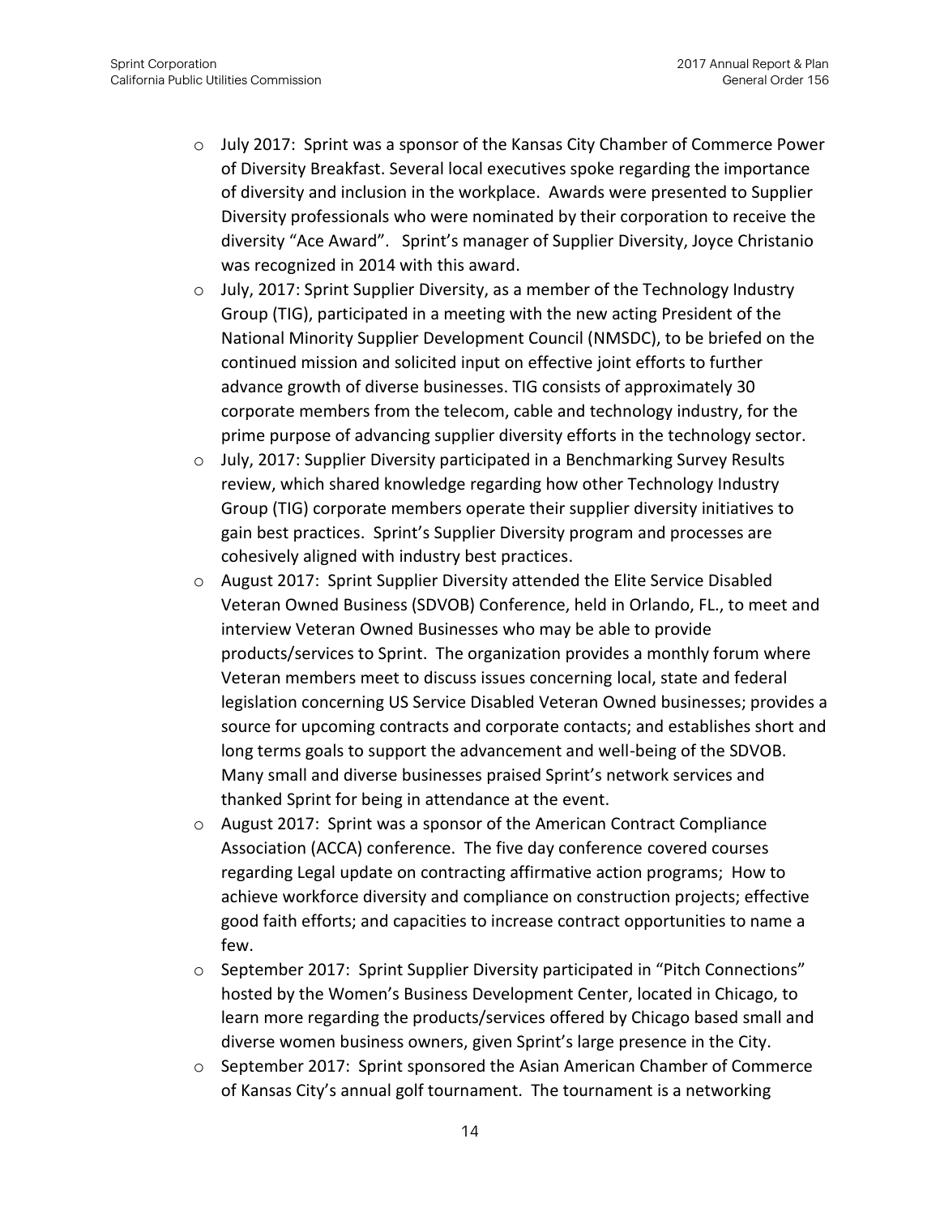- July 2017: Sprint was a sponsor of the Kansas City Chamber of Commerce Power of Diversity Breakfast. Several local executives spoke regarding the importance of diversity and inclusion in the workplace. Awards were presented to Supplier Diversity professionals who were nominated by their corporation to receive the diversity "Ace Award". Sprint's manager of Supplier Diversity, Joyce Christanio was recognized in 2014 with this award.
- July, 2017: Sprint Supplier Diversity, as a member of the Technology Industry Group (TIG), participated in a meeting with the new acting President of the National Minority Supplier Development Council (NMSDC), to be briefed on the continued mission and solicited input on effective joint efforts to further advance growth of diverse businesses. TIG consists of approximately 30 corporate members from the telecom, cable and technology industry, for the prime purpose of advancing supplier diversity efforts in the technology sector.
- July, 2017: Supplier Diversity participated in a Benchmarking Survey Results review, which shared knowledge regarding how other Technology Industry Group (TIG) corporate members operate their supplier diversity initiatives to gain best practices. Sprint's Supplier Diversity program and processes are cohesively aligned with industry best practices.
- August 2017: Sprint Supplier Diversity attended the Elite Service Disabled Veteran Owned Business (SDVOB) Conference, held in Orlando, FL., to meet and interview Veteran Owned Businesses who may be able to provide products/services to Sprint. The organization provides a monthly forum where Veteran members meet to discuss issues concerning local, state and federal legislation concerning US Service Disabled Veteran Owned businesses; provides a source for upcoming contracts and corporate contacts; and establishes short and long terms goals to support the advancement and well-being of the SDVOB. Many small and diverse businesses praised Sprint's network services and thanked Sprint for being in attendance at the event.
- August 2017: Sprint was a sponsor of the American Contract Compliance Association (ACCA) conference. The five day conference covered courses regarding Legal update on contracting affirmative action programs; How to achieve workforce diversity and compliance on construction projects; effective good faith efforts; and capacities to increase contract opportunities to name a few.
- September 2017: Sprint Supplier Diversity participated in "Pitch Connections" hosted by the Women's Business Development Center, located in Chicago, to learn more regarding the products/services offered by Chicago based small and diverse women business owners, given Sprint's large presence in the City.
- September 2017: Sprint sponsored the Asian American Chamber of Commerce of Kansas City's annual golf tournament. The tournament is a networking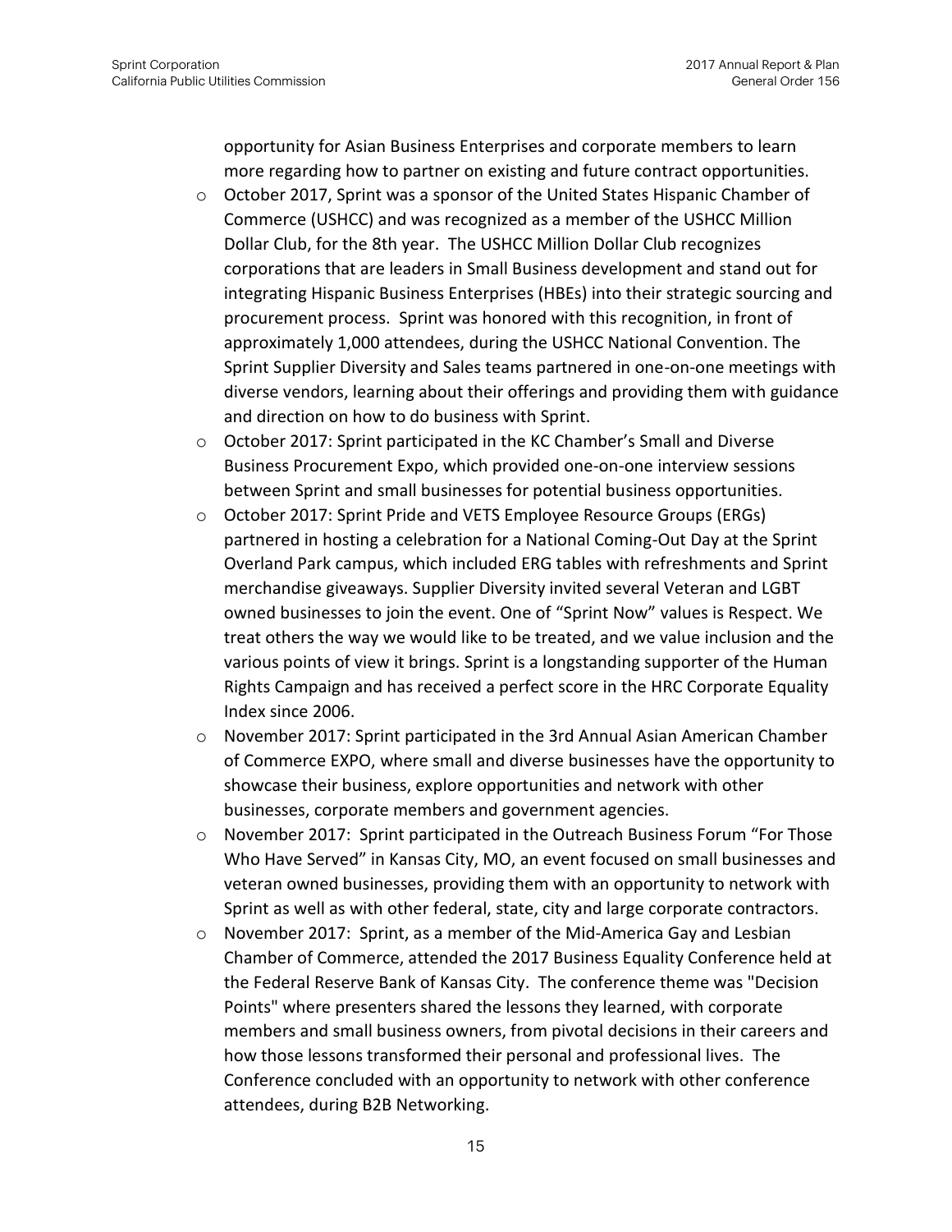opportunity for Asian Business Enterprises and corporate members to learn more regarding how to partner on existing and future contract opportunities.

- October 2017, Sprint was a sponsor of the United States Hispanic Chamber of Commerce (USHCC) and was recognized as a member of the USHCC Million Dollar Club, for the 8th year. The USHCC Million Dollar Club recognizes corporations that are leaders in Small Business development and stand out for integrating Hispanic Business Enterprises (HBEs) into their strategic sourcing and procurement process. Sprint was honored with this recognition, in front of approximately 1,000 attendees, during the USHCC National Convention. The Sprint Supplier Diversity and Sales teams partnered in one-on-one meetings with diverse vendors, learning about their offerings and providing them with guidance and direction on how to do business with Sprint.
- October 2017: Sprint participated in the KC Chamber's Small and Diverse Business Procurement Expo, which provided one-on-one interview sessions between Sprint and small businesses for potential business opportunities.
- October 2017: Sprint Pride and VETS Employee Resource Groups (ERGs) partnered in hosting a celebration for a National Coming-Out Day at the Sprint Overland Park campus, which included ERG tables with refreshments and Sprint merchandise giveaways. Supplier Diversity invited several Veteran and LGBT owned businesses to join the event. One of "Sprint Now" values is Respect. We treat others the way we would like to be treated, and we value inclusion and the various points of view it brings. Sprint is a longstanding supporter of the Human Rights Campaign and has received a perfect score in the HRC Corporate Equality Index since 2006.
- November 2017: Sprint participated in the 3rd Annual Asian American Chamber of Commerce EXPO, where small and diverse businesses have the opportunity to showcase their business, explore opportunities and network with other businesses, corporate members and government agencies.
- November 2017: Sprint participated in the Outreach Business Forum "For Those Who Have Served" in Kansas City, MO, an event focused on small businesses and veteran owned businesses, providing them with an opportunity to network with Sprint as well as with other federal, state, city and large corporate contractors.
- November 2017: Sprint, as a member of the Mid-America Gay and Lesbian Chamber of Commerce, attended the 2017 Business Equality Conference held at the Federal Reserve Bank of Kansas City. The conference theme was "Decision Points" where presenters shared the lessons they learned, with corporate members and small business owners, from pivotal decisions in their careers and how those lessons transformed their personal and professional lives. The Conference concluded with an opportunity to network with other conference attendees, during B2B Networking.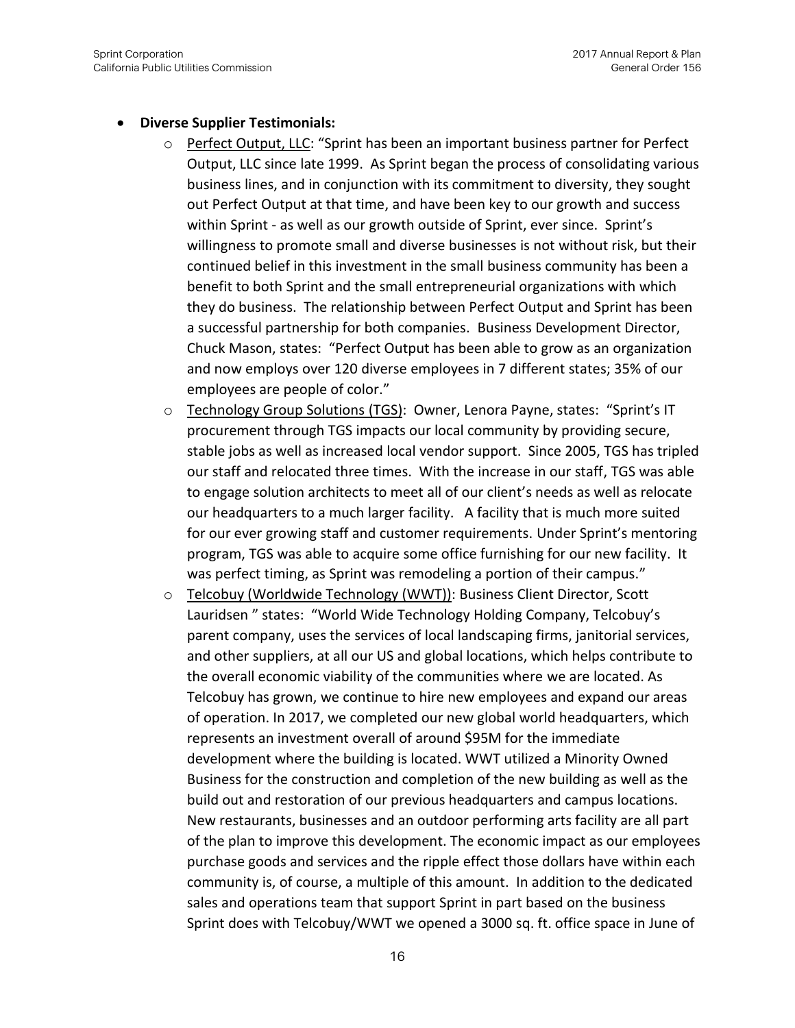- **Diverse Supplier Testimonials:**
    - Perfect Output, LLC: "Sprint has been an important business partner for Perfect Output, LLC since late 1999. As Sprint began the process of consolidating various business lines, and in conjunction with its commitment to diversity, they sought out Perfect Output at that time, and have been key to our growth and success within Sprint - as well as our growth outside of Sprint, ever since. Sprint's willingness to promote small and diverse businesses is not without risk, but their continued belief in this investment in the small business community has been a benefit to both Sprint and the small entrepreneurial organizations with which they do business. The relationship between Perfect Output and Sprint has been a successful partnership for both companies. Business Development Director, Chuck Mason, states: "Perfect Output has been able to grow as an organization and now employs over 120 diverse employees in 7 different states; 35% of our employees are people of color."
    - Technology Group Solutions (TGS): Owner, Lenora Payne, states: "Sprint's IT procurement through TGS impacts our local community by providing secure, stable jobs as well as increased local vendor support. Since 2005, TGS has tripled our staff and relocated three times. With the increase in our staff, TGS was able to engage solution architects to meet all of our client's needs as well as relocate our headquarters to a much larger facility. A facility that is much more suited for our ever growing staff and customer requirements. Under Sprint's mentoring program, TGS was able to acquire some office furnishing for our new facility. It was perfect timing, as Sprint was remodeling a portion of their campus."
    - Telcobuy (Worldwide Technology (WWT)): Business Client Director, Scott Lauridsen " states: "World Wide Technology Holding Company, Telcobuy's parent company, uses the services of local landscaping firms, janitorial services, and other suppliers, at all our US and global locations, which helps contribute to the overall economic viability of the communities where we are located. As Telcobuy has grown, we continue to hire new employees and expand our areas of operation. In 2017, we completed our new global world headquarters, which represents an investment overall of around $95M for the immediate development where the building is located. WWT utilized a Minority Owned Business for the construction and completion of the new building as well as the build out and restoration of our previous headquarters and campus locations. New restaurants, businesses and an outdoor performing arts facility are all part of the plan to improve this development. The economic impact as our employees purchase goods and services and the ripple effect those dollars have within each community is, of course, a multiple of this amount. In addition to the dedicated sales and operations team that support Sprint in part based on the business Sprint does with Telcobuy/WWT we opened a 3000 sq. ft. office space in June of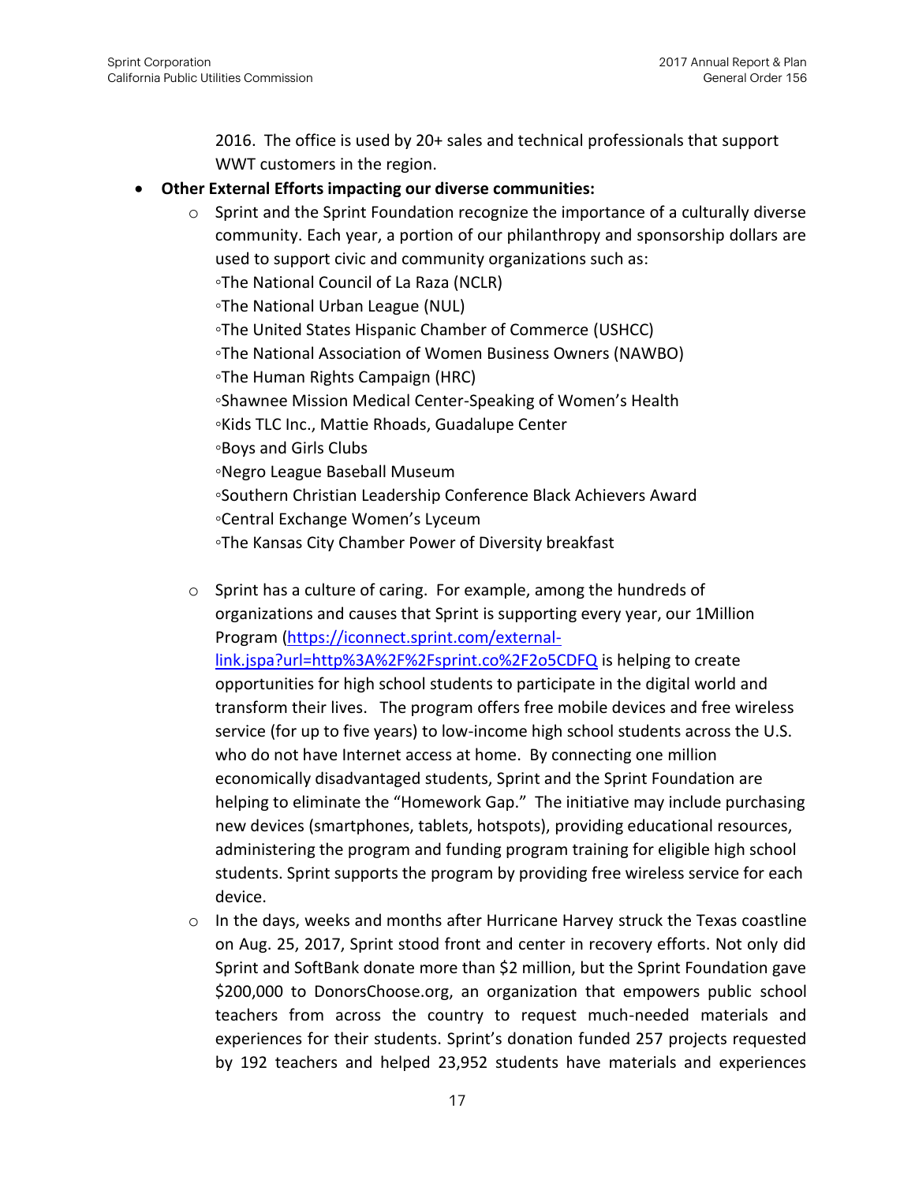2016. The office is used by 20+ sales and technical professionals that support WWT customers in the region.

- **Other External Efforts impacting our diverse communities:**
    - Sprint and the Sprint Foundation recognize the importance of a culturally diverse community. Each year, a portion of our philanthropy and sponsorship dollars are used to support civic and community organizations such as:
      ◦The National Council of La Raza (NCLR)
      ◦The National Urban League (NUL)
      ◦The United States Hispanic Chamber of Commerce (USHCC)
      ◦The National Association of Women Business Owners (NAWBO)
      ◦The Human Rights Campaign (HRC)
      ◦Shawnee Mission Medical Center-Speaking of Women's Health
      ◦Kids TLC Inc., Mattie Rhoads, Guadalupe Center
      ◦Boys and Girls Clubs
      ◦Negro League Baseball Museum
      ◦Southern Christian Leadership Conference Black Achievers Award
      ◦Central Exchange Women's Lyceum
      ◦The Kansas City Chamber Power of Diversity breakfast

    - Sprint has a culture of caring. For example, among the hundreds of organizations and causes that Sprint is supporting every year, our 1Million Program ([https://iconnect.sprint.com/external-link.jspa?url=http%3A%2F%2Fsprint.co%2F2o5CDFQ](https://iconnect.sprint.com/external-link.jspa?url=http%3A%2F%2Fsprint.co%2F2o5CDFQ) is helping to create opportunities for high school students to participate in the digital world and transform their lives. The program offers free mobile devices and free wireless service (for up to five years) to low-income high school students across the U.S. who do not have Internet access at home. By connecting one million economically disadvantaged students, Sprint and the Sprint Foundation are helping to eliminate the "Homework Gap." The initiative may include purchasing new devices (smartphones, tablets, hotspots), providing educational resources, administering the program and funding program training for eligible high school students. Sprint supports the program by providing free wireless service for each device.
    - In the days, weeks and months after Hurricane Harvey struck the Texas coastline on Aug. 25, 2017, Sprint stood front and center in recovery efforts. Not only did Sprint and SoftBank donate more than $2 million, but the Sprint Foundation gave $200,000 to DonorsChoose.org, an organization that empowers public school teachers from across the country to request much-needed materials and experiences for their students. Sprint's donation funded 257 projects requested by 192 teachers and helped 23,952 students have materials and experiences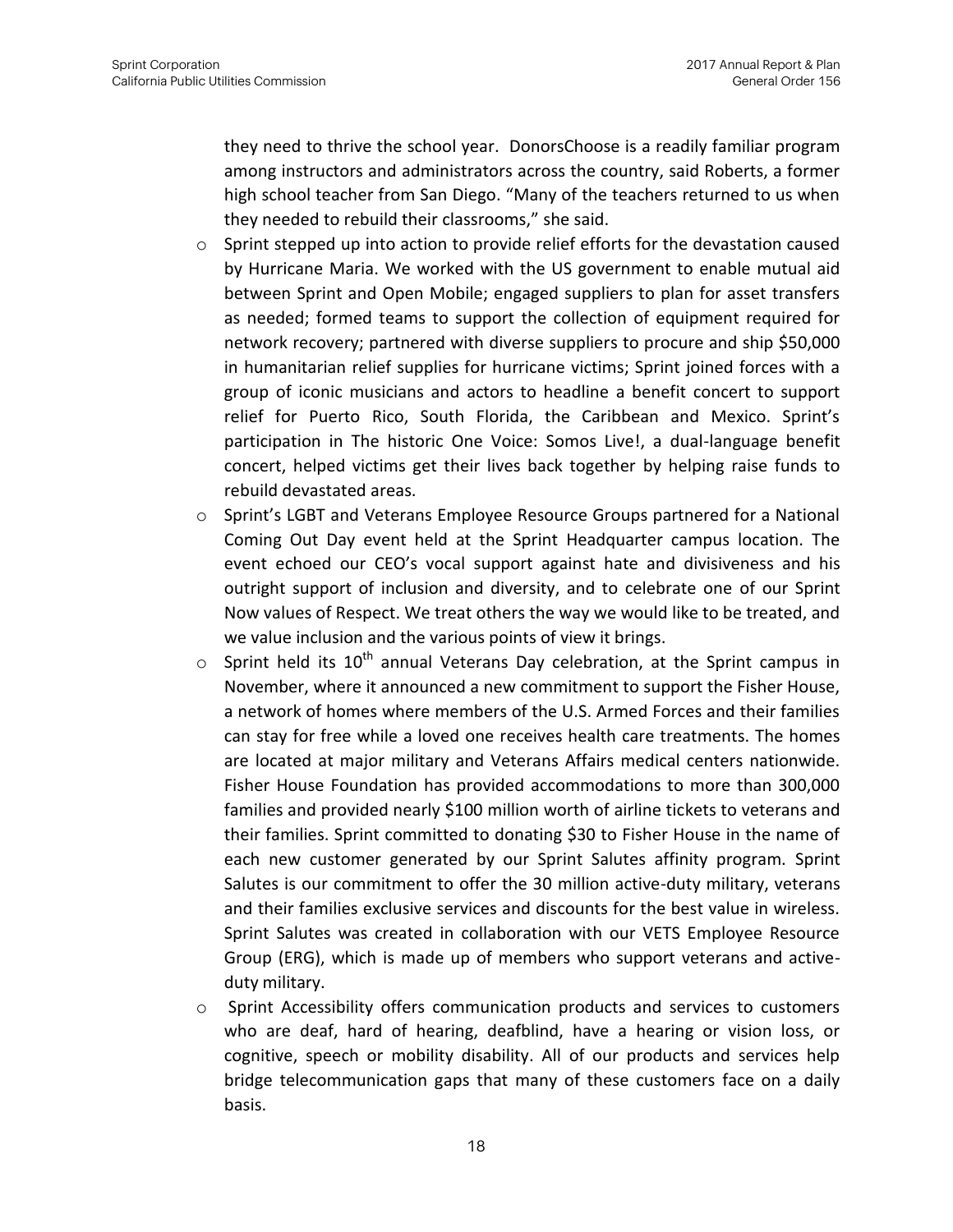they need to thrive the school year. DonorsChoose is a readily familiar program among instructors and administrators across the country, said Roberts, a former high school teacher from San Diego. "Many of the teachers returned to us when they needed to rebuild their classrooms," she said.

- Sprint stepped up into action to provide relief efforts for the devastation caused by Hurricane Maria. We worked with the US government to enable mutual aid between Sprint and Open Mobile; engaged suppliers to plan for asset transfers as needed; formed teams to support the collection of equipment required for network recovery; partnered with diverse suppliers to procure and ship $50,000 in humanitarian relief supplies for hurricane victims; Sprint joined forces with a group of iconic musicians and actors to headline a benefit concert to support relief for Puerto Rico, South Florida, the Caribbean and Mexico. Sprint's participation in The historic One Voice: Somos Live!, a dual-language benefit concert, helped victims get their lives back together by helping raise funds to rebuild devastated areas.
- Sprint's LGBT and Veterans Employee Resource Groups partnered for a National Coming Out Day event held at the Sprint Headquarter campus location. The event echoed our CEO's vocal support against hate and divisiveness and his outright support of inclusion and diversity, and to celebrate one of our Sprint Now values of Respect. We treat others the way we would like to be treated, and we value inclusion and the various points of view it brings.
- Sprint held its 10th annual Veterans Day celebration, at the Sprint campus in November, where it announced a new commitment to support the Fisher House, a network of homes where members of the U.S. Armed Forces and their families can stay for free while a loved one receives health care treatments. The homes are located at major military and Veterans Affairs medical centers nationwide. Fisher House Foundation has provided accommodations to more than 300,000 families and provided nearly $100 million worth of airline tickets to veterans and their families. Sprint committed to donating $30 to Fisher House in the name of each new customer generated by our Sprint Salutes affinity program. Sprint Salutes is our commitment to offer the 30 million active-duty military, veterans and their families exclusive services and discounts for the best value in wireless. Sprint Salutes was created in collaboration with our VETS Employee Resource Group (ERG), which is made up of members who support veterans and active-duty military.
- Sprint Accessibility offers communication products and services to customers who are deaf, hard of hearing, deafblind, have a hearing or vision loss, or cognitive, speech or mobility disability. All of our products and services help bridge telecommunication gaps that many of these customers face on a daily basis.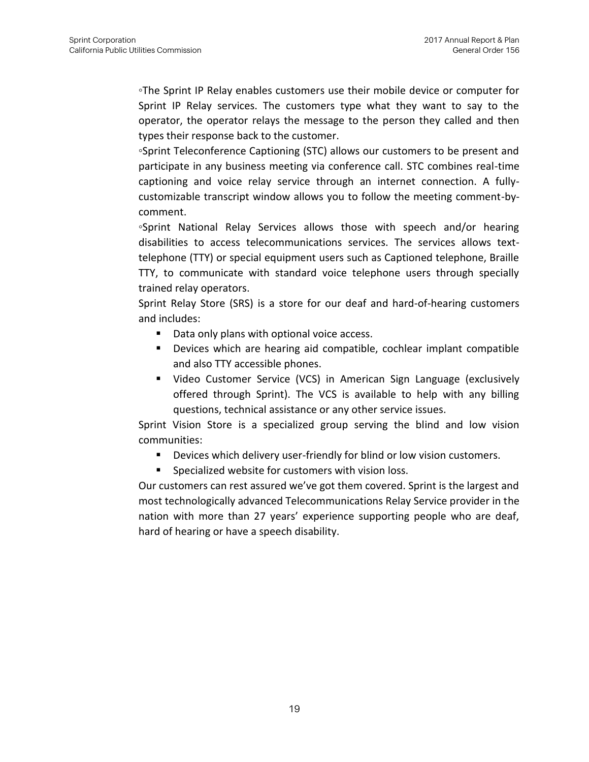◦The Sprint IP Relay enables customers use their mobile device or computer for Sprint IP Relay services. The customers type what they want to say to the operator, the operator relays the message to the person they called and then types their response back to the customer.

◦Sprint Teleconference Captioning (STC) allows our customers to be present and participate in any business meeting via conference call. STC combines real-time captioning and voice relay service through an internet connection. A fully-customizable transcript window allows you to follow the meeting comment-by-comment.

◦Sprint National Relay Services allows those with speech and/or hearing disabilities to access telecommunications services. The services allows text-telephone (TTY) or special equipment users such as Captioned telephone, Braille TTY, to communicate with standard voice telephone users through specially trained relay operators.

Sprint Relay Store (SRS) is a store for our deaf and hard-of-hearing customers and includes:

- Data only plans with optional voice access.
- Devices which are hearing aid compatible, cochlear implant compatible and also TTY accessible phones.
- Video Customer Service (VCS) in American Sign Language (exclusively offered through Sprint). The VCS is available to help with any billing questions, technical assistance or any other service issues.

Sprint Vision Store is a specialized group serving the blind and low vision communities:

- Devices which delivery user-friendly for blind or low vision customers.
- Specialized website for customers with vision loss.

Our customers can rest assured we've got them covered. Sprint is the largest and most technologically advanced Telecommunications Relay Service provider in the nation with more than 27 years' experience supporting people who are deaf, hard of hearing or have a speech disability.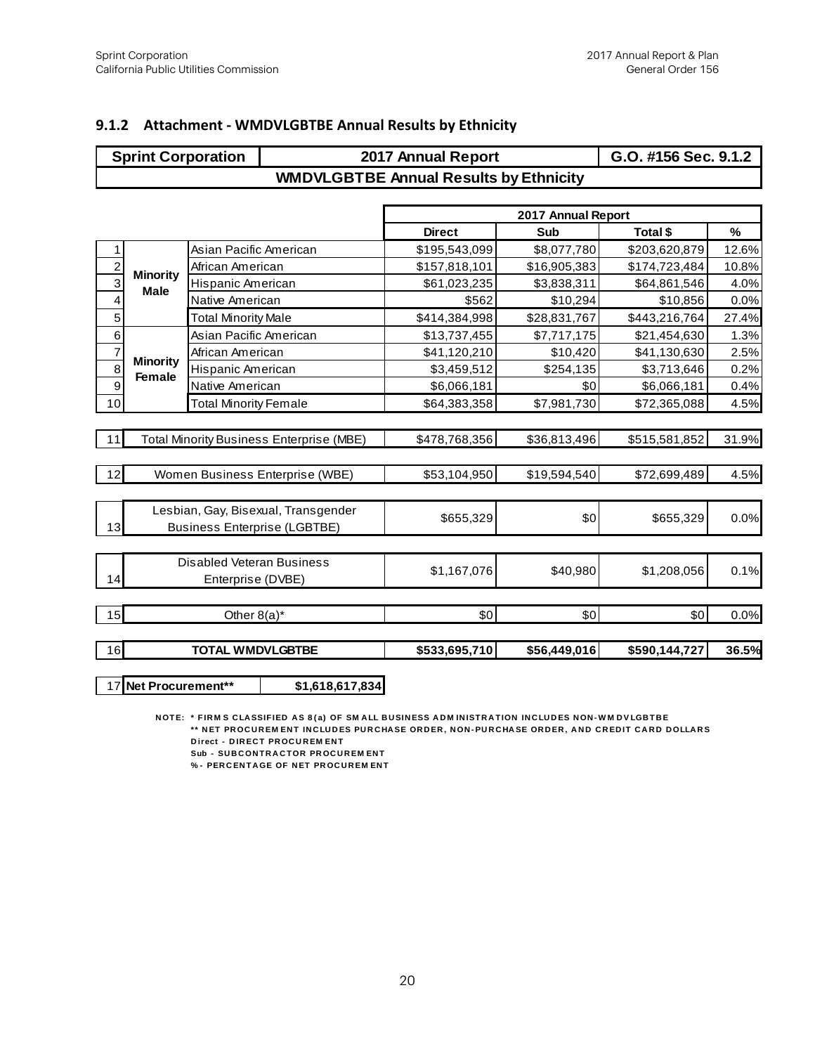### 9.1.2 Attachment - WMDVLGBTBE Annual Results by Ethnicity

| Sprint Corporation | 2017 Annual Report | G.O. #156 Sec. 9.1.2 |
|---|---|---|
| WMDVLGBTBE Annual Results by Ethnicity | | |

| # | | | 2017 Annual Report Direct | Sub | Total $ | % |
|---|---|---|---|---|---|---|
| 1 | Minority Male | Asian Pacific American | $195,543,099 | $8,077,780 | $203,620,879 | 12.6% |
| 2 | | African American | $157,818,101 | $16,905,383 | $174,723,484 | 10.8% |
| 3 | | Hispanic American | $61,023,235 | $3,838,311 | $64,861,546 | 4.0% |
| 4 | | Native American | $562 | $10,294 | $10,856 | 0.0% |
| 5 | | Total Minority Male | $414,384,998 | $28,831,767 | $443,216,764 | 27.4% |
| 6 | Minority Female | Asian Pacific American | $13,737,455 | $7,717,175 | $21,454,630 | 1.3% |
| 7 | | African American | $41,120,210 | $10,420 | $41,130,630 | 2.5% |
| 8 | | Hispanic American | $3,459,512 | $254,135 | $3,713,646 | 0.2% |
| 9 | | Native American | $6,066,181 | $0 | $6,066,181 | 0.4% |
| 10 | | Total Minority Female | $64,383,358 | $7,981,730 | $72,365,088 | 4.5% |
| 11 | Total Minority Business Enterprise (MBE) | | $478,768,356 | $36,813,496 | $515,581,852 | 31.9% |
| 12 | Women Business Enterprise (WBE) | | $53,104,950 | $19,594,540 | $72,699,489 | 4.5% |
| 13 | Lesbian, Gay, Bisexual, Transgender Business Enterprise (LGBTBE) | | $655,329 | $0 | $655,329 | 0.0% |
| 14 | Disabled Veteran Business Enterprise (DVBE) | | $1,167,076 | $40,980 | $1,208,056 | 0.1% |
| 15 | Other 8(a)* | | $0 | $0 | $0 | 0.0% |
| 16 | **TOTAL WMDVLGBTBE** | | **$533,695,710** | **$56,449,016** | **$590,144,727** | **36.5%** |
| 17 | **Net Procurement**** | | **$1,618,617,834** | | | |

NOTE: * FIRMS CLASSIFIED AS 8(a) OF SMALL BUSINESS ADMINISTRATION INCLUDES NON-WMDVLGBTBE
** NET PROCUREMENT INCLUDES PURCHASE ORDER, NON-PURCHASE ORDER, AND CREDIT CARD DOLLARS
Direct - DIRECT PROCUREMENT
Sub - SUBCONTRACTOR PROCUREMENT
% - PERCENTAGE OF NET PROCUREMENT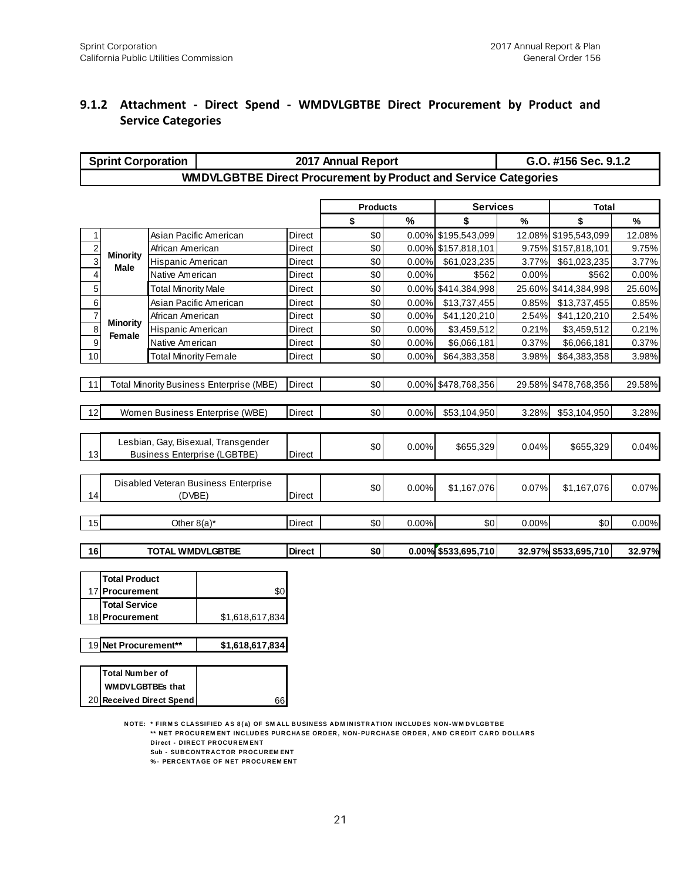### 9.1.2 Attachment - Direct Spend - WMDVLGBTBE Direct Procurement by Product and Service Categories

| Sprint Corporation | | | 2017 Annual Report | | | | | G.O. #156 Sec. 9.1.2 | |
|---|---|---|---|---|---|---|---|---|---|
| **WMDVLGBTBE Direct Procurement by Product and Service Categories** | | | | | | | | | |
| | | | | **Products** | | **Services** | | **Total** | |
| | | | | **$** | **%** | **$** | **%** | **$** | **%** |
| 1 | Minority Male | Asian Pacific American | Direct | $0 | 0.00% | $195,543,099 | 12.08% | $195,543,099 | 12.08% |
| 2 | | African American | Direct | $0 | 0.00% | $157,818,101 | 9.75% | $157,818,101 | 9.75% |
| 3 | | Hispanic American | Direct | $0 | 0.00% | $61,023,235 | 3.77% | $61,023,235 | 3.77% |
| 4 | | Native American | Direct | $0 | 0.00% | $562 | 0.00% | $562 | 0.00% |
| 5 | | Total Minority Male | Direct | $0 | 0.00% | $414,384,998 | 25.60% | $414,384,998 | 25.60% |
| 6 | Minority Female | Asian Pacific American | Direct | $0 | 0.00% | $13,737,455 | 0.85% | $13,737,455 | 0.85% |
| 7 | | African American | Direct | $0 | 0.00% | $41,120,210 | 2.54% | $41,120,210 | 2.54% |
| 8 | | Hispanic American | Direct | $0 | 0.00% | $3,459,512 | 0.21% | $3,459,512 | 0.21% |
| 9 | | Native American | Direct | $0 | 0.00% | $6,066,181 | 0.37% | $6,066,181 | 0.37% |
| 10 | | Total Minority Female | Direct | $0 | 0.00% | $64,383,358 | 3.98% | $64,383,358 | 3.98% |
| 11 | Total Minority Business Enterprise (MBE) | | Direct | $0 | 0.00% | $478,768,356 | 29.58% | $478,768,356 | 29.58% |
| 12 | Women Business Enterprise (WBE) | | Direct | $0 | 0.00% | $53,104,950 | 3.28% | $53,104,950 | 3.28% |
| 13 | Lesbian, Gay, Bisexual, Transgender Business Enterprise (LGBTBE) | | Direct | $0 | 0.00% | $655,329 | 0.04% | $655,329 | 0.04% |
| 14 | Disabled Veteran Business Enterprise (DVBE) | | Direct | $0 | 0.00% | $1,167,076 | 0.07% | $1,167,076 | 0.07% |
| 15 | Other 8(a)* | | Direct | $0 | 0.00% | $0 | 0.00% | $0 | 0.00% |
| **16** | **TOTAL WMDVLGBTBE** | | **Direct** | **$0** | **0.00%** | **$533,695,710** | **32.97%** | **$533,695,710** | **32.97%** |

| | | |
|---|---|---|
| 17 | **Total Product Procurement** | $0 |
| 18 | **Total Service Procurement** | $1,618,617,834 |
| 19 | **Net Procurement**** | **$1,618,617,834** |
| 20 | **Total Number of WMDVLGBTBEs that Received Direct Spend** | 66 |

NOTE: * FIRMS CLASSIFIED AS 8(a) OF SMALL BUSINESS ADMINISTRATION INCLUDES NON-WMDVLGBTBE
** NET PROCUREMENT INCLUDES PURCHASE ORDER, NON-PURCHASE ORDER, AND CREDIT CARD DOLLARS
Direct - DIRECT PROCUREMENT
Sub - SUBCONTRACTOR PROCUREMENT
% - PERCENTAGE OF NET PROCUREMENT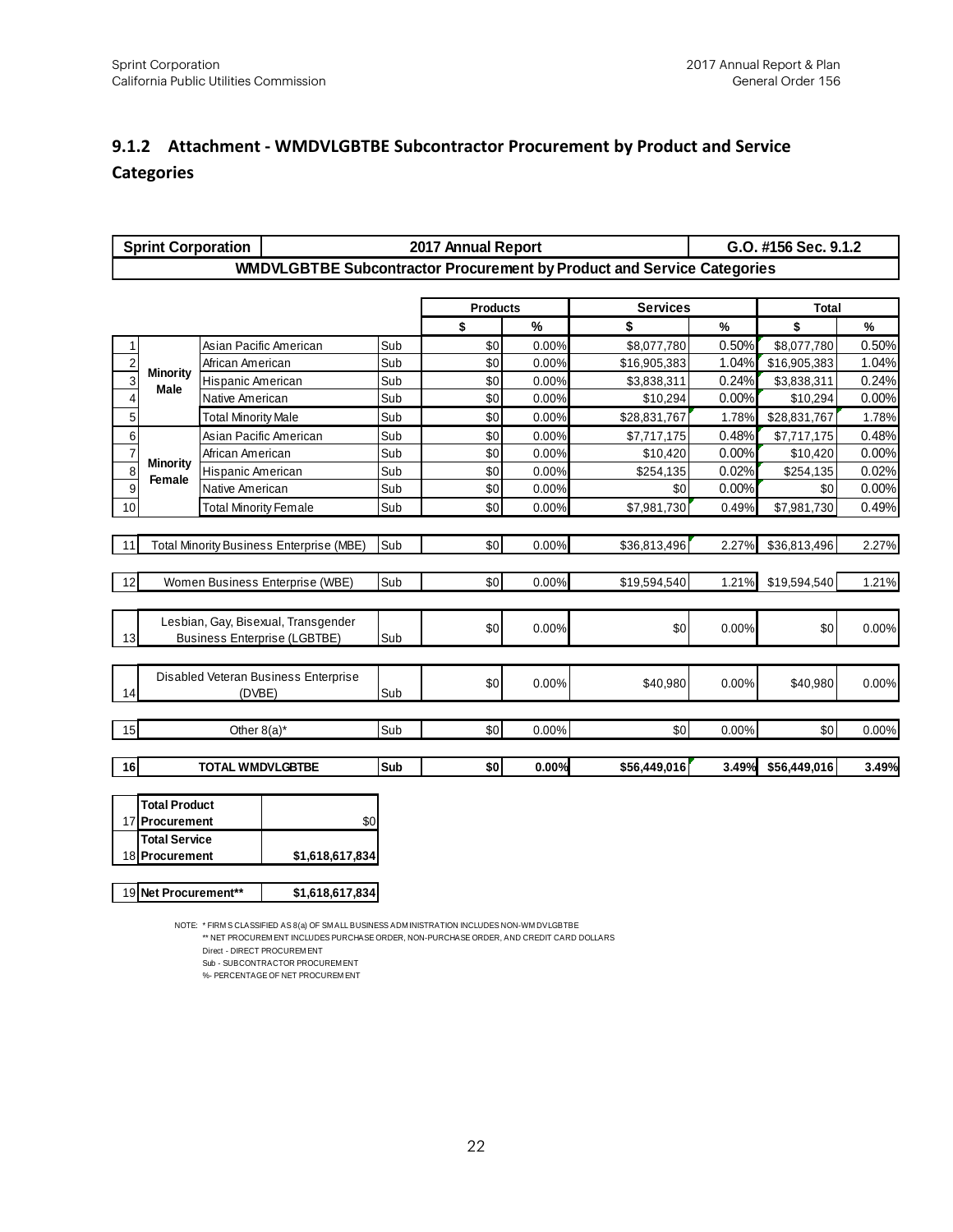## 9.1.2 Attachment - WMDVLGBTBE Subcontractor Procurement by Product and Service Categories

| Sprint Corporation | | | | 2017 Annual Report | | | | G.O. #156 Sec. 9.1.2 | |
|---|---|---|---|---|---|---|---|---|---|
| **WMDVLGBTBE Subcontractor Procurement by Product and Service Categories** | | | | | | | | | |
| | | | | **Products** | | **Services** | | **Total** | |
| | | | | **$** | **%** | **$** | **%** | **$** | **%** |
| 1 | **Minority Male** | Asian Pacific American | Sub | $0 | 0.00% | $8,077,780 | 0.50% | $8,077,780 | 0.50% |
| 2 | | African American | Sub | $0 | 0.00% | $16,905,383 | 1.04% | $16,905,383 | 1.04% |
| 3 | | Hispanic American | Sub | $0 | 0.00% | $3,838,311 | 0.24% | $3,838,311 | 0.24% |
| 4 | | Native American | Sub | $0 | 0.00% | $10,294 | 0.00% | $10,294 | 0.00% |
| 5 | | Total Minority Male | Sub | $0 | 0.00% | $28,831,767 | 1.78% | $28,831,767 | 1.78% |
| 6 | **Minority Female** | Asian Pacific American | Sub | $0 | 0.00% | $7,717,175 | 0.48% | $7,717,175 | 0.48% |
| 7 | | African American | Sub | $0 | 0.00% | $10,420 | 0.00% | $10,420 | 0.00% |
| 8 | | Hispanic American | Sub | $0 | 0.00% | $254,135 | 0.02% | $254,135 | 0.02% |
| 9 | | Native American | Sub | $0 | 0.00% | $0 | 0.00% | $0 | 0.00% |
| 10 | | Total Minority Female | Sub | $0 | 0.00% | $7,981,730 | 0.49% | $7,981,730 | 0.49% |
| 11 | Total Minority Business Enterprise (MBE) | | Sub | $0 | 0.00% | $36,813,496 | 2.27% | $36,813,496 | 2.27% |
| 12 | Women Business Enterprise (WBE) | | Sub | $0 | 0.00% | $19,594,540 | 1.21% | $19,594,540 | 1.21% |
| 13 | Lesbian, Gay, Bisexual, Transgender Business Enterprise (LGBTBE) | | Sub | $0 | 0.00% | $0 | 0.00% | $0 | 0.00% |
| 14 | Disabled Veteran Business Enterprise (DVBE) | | Sub | $0 | 0.00% | $40,980 | 0.00% | $40,980 | 0.00% |
| 15 | Other 8(a)* | | Sub | $0 | 0.00% | $0 | 0.00% | $0 | 0.00% |
| **16** | **TOTAL WMDVLGBTBE** | | **Sub** | **$0** | **0.00%** | **$56,449,016** | **3.49%** | **$56,449,016** | **3.49%** |

| | | |
|---|---|---|
| 17 | **Total Product Procurement** | $0 |
| 18 | **Total Service Procurement** | **$1,618,617,834** |
| 19 | **Net Procurement**** | **$1,618,617,834** |

NOTE: * FIRMS CLASSIFIED AS 8(a) OF SMALL BUSINESS ADMINISTRATION INCLUDES NON-WMDVLGBTBE
** NET PROCUREMENT INCLUDES PURCHASE ORDER, NON-PURCHASE ORDER, AND CREDIT CARD DOLLARS
Direct - DIRECT PROCUREMENT
Sub - SUBCONTRACTOR PROCUREMENT
%- PERCENTAGE OF NET PROCUREMENT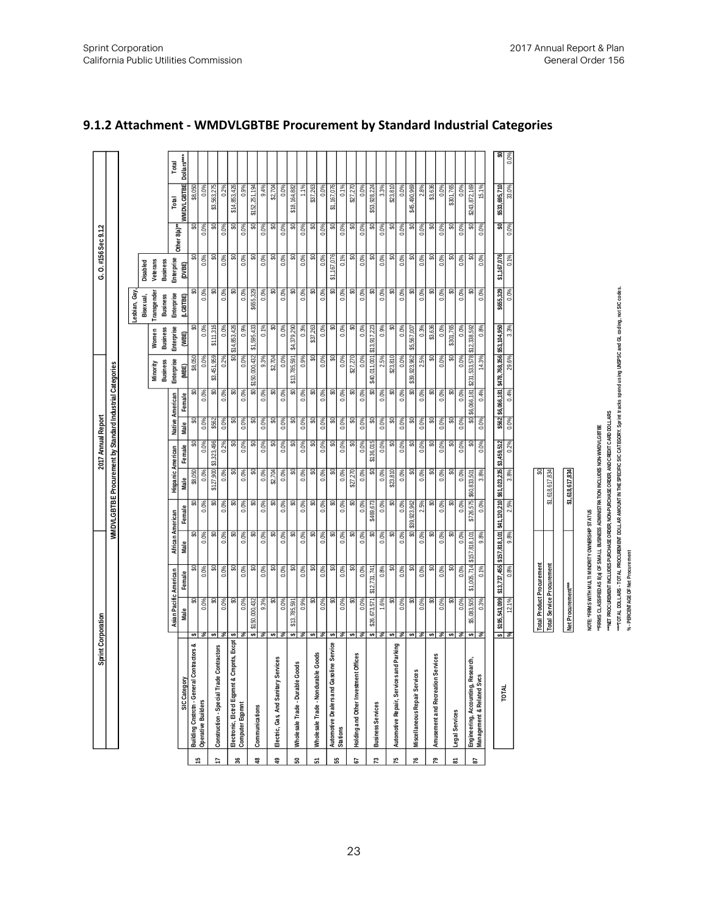## 9.1.2 Attachment - WMDVLGBTBE Procurement by Standard Industrial Categories

Sprint Corporation | 2017 Annual Report | G.O. #156 Sec 9.1.2

WMDVLGBTBE Procurement by Standard Industrial Categories

| | SIC Category | | Asian Pacific American Male | Asian Pacific American Female | African American Male | African American Female | Hispanic American Male | Hispanic American Female | Native American Male | Native American Female | Minority Business Enterprise (MBE) | Women Business Enterprise (WBE) | Lesbian, Gay, Bisexual, Transgender Business Enterprise (LGBTBE) | Disabled Veterans Business Enterprise (DVBE) | Other 8(a)** | Total WMDVLGBTBE | Total Dollars**** |
|---|---|---|---|---|---|---|---|---|---|---|---|---|---|---|---|---|---|
| 15 | Building Cnstrctn - General Contractors & Operative Builders | $ | $0 | $0 | $0 | $0 | $8,050 | $0 | $0 | $0 | $8,050 | $0 | $0 | $0 | $0 | $8,050 | |
| | | % | 0.0% | 0.0% | 0.0% | 0.0% | 0.0% | 0.0% | 0.0% | 0.0% | 0.0% | 0.0% | 0.0% | 0.0% | 0.0% | 0.0% | |
| 17 | Construction - Special Trade Contractors | $ | $0 | $0 | $0 | $0 | $127,900 | $3,323,496 | $562 | $0 | $3,451,959 | $111,316 | $0 | $0 | $0 | $3,563,275 | |
| | | % | 0.0% | 0.0% | 0.0% | 0.0% | 0.0% | 0.2% | 0.0% | 0.0% | 0.2% | 0.0% | 0.0% | 0.0% | 0.0% | 0.2% | |
| 36 | Electronic, Elctrcl Eqpmnt & Cmpnts, Excpt Computer Eqpmnt | $ | $0 | $0 | $0 | $0 | $0 | $0 | $0 | $0 | $0 | $14,853,426 | $0 | $0 | $0 | $14,853,426 | |
| | | % | 0.0% | 0.0% | 0.0% | 0.0% | 0.0% | 0.0% | 0.0% | 0.0% | 0.0% | 0.9% | 0.0% | 0.0% | 0.0% | 0.9% | |
| 48 | Communications | $ | $150,000,432 | $0 | $0 | $0 | $0 | $0 | $0 | $0 | $150,000,432 | $1,595,433 | $655,329 | $0 | $0 | $152,251,194 | |
| | | % | 9.3% | 0.0% | 0.0% | 0.0% | 0.0% | 0.0% | 0.0% | 0.0% | 9.3% | 0.1% | 0.0% | 0.0% | 0.0% | 9.4% | |
| 49 | Electric, Gas, And Sanitary Services | $ | $0 | $0 | $0 | $0 | $2,704 | $0 | $0 | $0 | $2,704 | $0 | $0 | $0 | $0 | $2,704 | |
| | | % | 0.0% | 0.0% | 0.0% | 0.0% | 0.0% | 0.0% | 0.0% | 0.0% | 0.0% | 0.0% | 0.0% | 0.0% | 0.0% | 0.0% | |
| 50 | Wholesale Trade - Durable Goods | $ | $13,785,591 | $0 | $0 | $0 | $0 | $0 | $0 | $0 | $13,785,591 | $4,379,290 | $0 | $0 | $0 | $18,164,882 | |
| | | % | 0.9% | 0.0% | 0.0% | 0.0% | 0.0% | 0.0% | 0.0% | 0.0% | 0.9% | 0.3% | 0.0% | 0.0% | 0.0% | 1.1% | |
| 51 | Wholesale Trade - Nondurable Goods | $ | $0 | $0 | $0 | $0 | $0 | $0 | $0 | $0 | $0 | $37,263 | $0 | $0 | $0 | $37,263 | |
| | | % | 0.0% | 0.0% | 0.0% | 0.0% | 0.0% | 0.0% | 0.0% | 0.0% | 0.0% | 0.0% | 0.0% | 0.0% | 0.0% | 0.0% | |
| 55 | Automotive Dealers and Gasoline Service Stations | $ | $0 | $0 | $0 | $0 | $0 | $0 | $0 | $0 | $0 | $0 | $0 | $1,167,076 | $0 | $1,167,076 | |
| | | % | 0.0% | 0.0% | 0.0% | 0.0% | 0.0% | 0.0% | 0.0% | 0.0% | 0.0% | 0.0% | 0.0% | 0.1% | 0.0% | 0.1% | |
| 67 | Holding and Other Investment Offices | $ | $0 | $0 | $0 | $0 | $27,270 | $0 | $0 | $0 | $27,270 | $0 | $0 | $0 | $0 | $27,270 | |
| | | % | 0.0% | 0.0% | 0.0% | 0.0% | 0.0% | 0.0% | 0.0% | 0.0% | 0.0% | 0.0% | 0.0% | 0.0% | 0.0% | 0.0% | |
| 73 | Business Services | $ | $26,673,571 | $12,731,741 | $0 | $489,673 | $0 | $136,015 | $0 | $0 | $40,011,001 | $13,917,223 | $0 | $0 | $0 | $53,928,224 | |
| | | % | 1.6% | 0.8% | 0.0% | 0.0% | 0.0% | 0.0% | 0.0% | 0.0% | 2.5% | 0.9% | 0.0% | 0.0% | 0.0% | 3.3% | |
| 75 | Automotive Repair, Services and Parking | $ | $0 | $0 | $0 | $0 | $23,810 | $0 | $0 | $0 | $23,810 | $0 | $0 | $0 | $0 | $23,810 | |
| | | % | 0.0% | 0.0% | 0.0% | 0.0% | 0.0% | 0.0% | 0.0% | 0.0% | 0.0% | 0.0% | 0.0% | 0.0% | 0.0% | 0.0% | |
| 76 | Miscellaneous Repair Services | $ | $0 | $0 | $0 | $39,923,962 | $0 | $0 | $0 | $0 | $39,923,962 | $5,567,007 | $0 | $0 | $0 | $45,490,969 | |
| | | % | 0.0% | 0.0% | 0.0% | 2.5% | 0.0% | 0.0% | 0.0% | 0.0% | 2.5% | 0.3% | 0.0% | 0.0% | 0.0% | 2.8% | |
| 79 | Amusement and Recreation Services | $ | $0 | $0 | $0 | $0 | $0 | $0 | $0 | $0 | $0 | $3,636 | $0 | $0 | $0 | $3,636 | |
| | | % | 0.0% | 0.0% | 0.0% | 0.0% | 0.0% | 0.0% | 0.0% | 0.0% | 0.0% | 0.0% | 0.0% | 0.0% | 0.0% | 0.0% | |
| 81 | Legal Services | $ | $0 | $0 | $0 | $0 | $0 | $0 | $0 | $0 | $0 | $301,765 | $0 | $0 | $0 | $301,765 | |
| | | % | 0.0% | 0.0% | 0.0% | 0.0% | 0.0% | 0.0% | 0.0% | 0.0% | 0.0% | 0.0% | 0.0% | 0.0% | 0.0% | 0.0% | |
| 87 | Engineering, Accounting, Research, Management & Related Svcs | $ | $5,083,505 | $1,005,714 | $157,818,101 | $726,575 | $60,833,501 | $0 | $0 | $6,066,181 | $231,533,578 | $12,338,592 | $0 | $0 | $0 | $243,872,169 | |
| | | % | 0.3% | 0.1% | 9.8% | 0.0% | 3.8% | 0.0% | 0.0% | 0.4% | 14.3% | 0.8% | 0.0% | 0.0% | 0.0% | 15.1% | |
| | TOTAL | $ | $195,543,099 | $13,737,455 | $157,818,101 | $41,120,210 | $61,023,235 | $3,459,512 | $562 | $6,066,181 | $478,768,356 | $53,104,950 | $655,329 | $1,167,076 | $0 | $533,695,710 | $0 |
| | | % | 12.1% | 0.8% | 9.8% | 2.5% | 3.8% | 0.2% | 0.0% | 0.4% | 29.6% | 3.3% | 0.0% | 0.1% | 0.0% | 33.0% | 0.0% |

| | |
|---|---|
| Total Product Procurement | $0 |
| Total Service Procurement | $1,618,617,834 |
| Net Procurement*** | $1,618,617,834 |

NOTE: *FIRMS WITH MULTI MINORITY OWNERSHIP STATUS

**FIRMS CLASSIFIED AS 8(a) OF SMALL BUSINESS ADMINISTRATION INCLUDES NON-WMDVLGBTBE

***NET PROCUREMENT INCLUDES PURCHASE ORDER, NON-PURCHASE ORDER, AND CREDIT CARD DOLLARS

****TOTAL DOLLARS - TOTAL PROCUREMENT DOLLAR AMOUNT IN THE SPECIFIC SIC CATEGORY. Sprint tracks spend using UNSPSC and GL coding, not SIC codes.

% - PERCENTAGE OF Net Procurement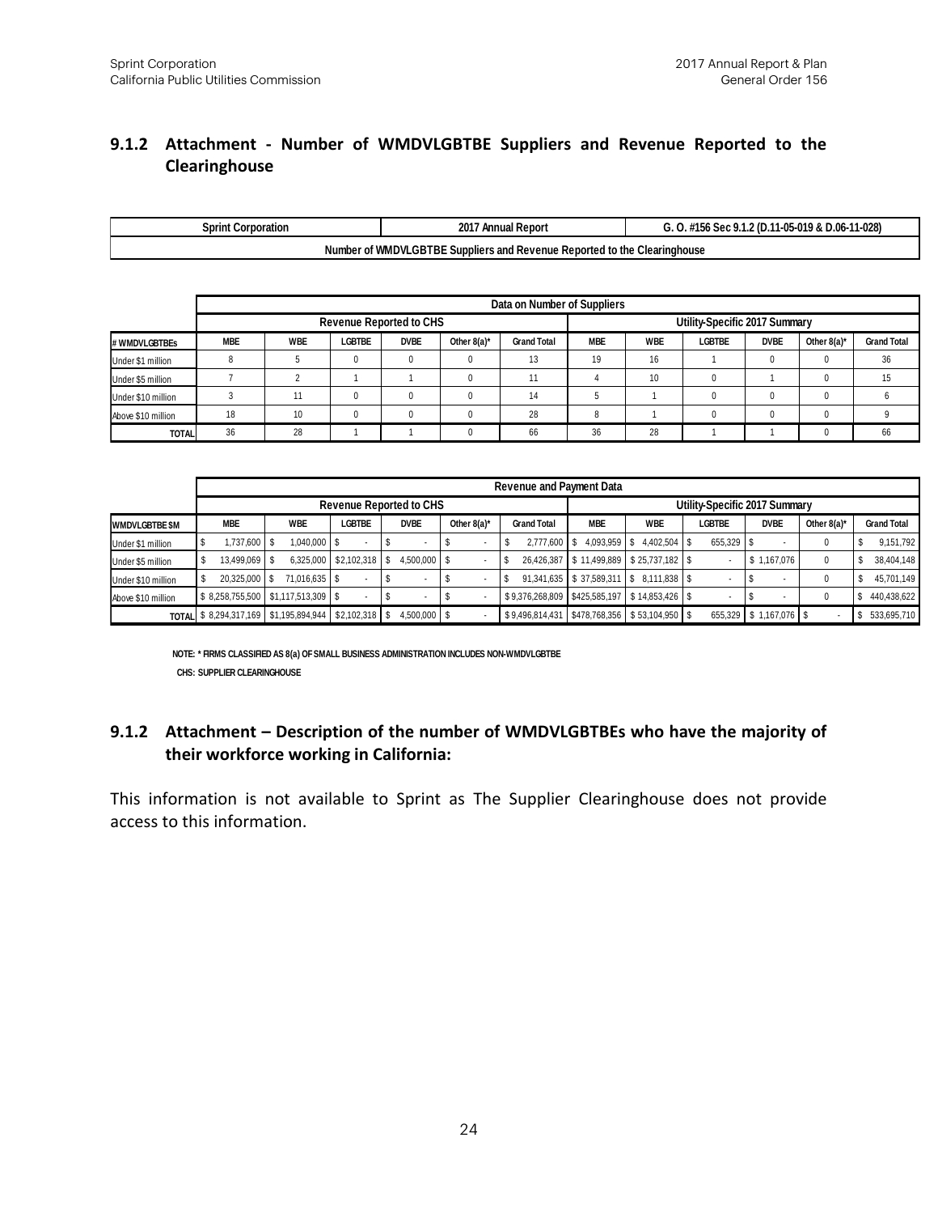## 9.1.2 Attachment - Number of WMDVLGBTBE Suppliers and Revenue Reported to the Clearinghouse

| Sprint Corporation | 2017 Annual Report | G. O. #156 Sec 9.1.2 (D.11-05-019 & D.06-11-028) |
|---|---|---|
| Number of WMDVLGBTBE Suppliers and Revenue Reported to the Clearinghouse | | |

| | Data on Number of Suppliers | | | | | | | | | | | |
|---|---|---|---|---|---|---|---|---|---|---|---|---|
| | Revenue Reported to CHS | | | | | | Utility-Specific 2017 Summary | | | | | |
| # WMDVLGBTBEs | MBE | WBE | LGBTBE | DVBE | Other 8(a)* | Grand Total | MBE | WBE | LGBTBE | DVBE | Other 8(a)* | Grand Total |
| Under $1 million | 8 | 5 | 0 | 0 | 0 | 13 | 19 | 16 | 1 | 0 | 0 | 36 |
| Under $5 million | 7 | 2 | 1 | 1 | 0 | 11 | 4 | 10 | 0 | 1 | 0 | 15 |
| Under $10 million | 3 | 11 | 0 | 0 | 0 | 14 | 5 | 1 | 0 | 0 | 0 | 6 |
| Above $10 million | 18 | 10 | 0 | 0 | 0 | 28 | 8 | 1 | 0 | 0 | 0 | 9 |
| TOTAL | 36 | 28 | 1 | 1 | 0 | 66 | 36 | 28 | 1 | 1 | 0 | 66 |

| | Revenue and Payment Data | | | | | | | | | | | |
|---|---|---|---|---|---|---|---|---|---|---|---|---|
| | Revenue Reported to CHS | | | | | | Utility-Specific 2017 Summary | | | | | |
| WMDVLGBTBE $M | MBE | WBE | LGBTBE | DVBE | Other 8(a)* | Grand Total | MBE | WBE | LGBTBE | DVBE | Other 8(a)* | Grand Total |
| Under $1 million | $ 1,737,600 | $ 1,040,000 | $ - | $ - | $ - | $ 2,777,600 | $ 4,093,959 | $ 4,402,504 | $ 655,329 | $ - | 0 | $ 9,151,792 |
| Under $5 million | $ 13,499,069 | $ 6,325,000 | $2,102,318 | $ 4,500,000 | $ - | $ 26,426,387 | $ 11,499,889 | $ 25,737,182 | $ - | $ 1,167,076 | 0 | $ 38,404,148 |
| Under $10 million | $ 20,325,000 | $ 71,016,635 | $ - | $ - | $ - | $ 91,341,635 | $ 37,589,311 | $ 8,111,838 | $ - | $ - | 0 | $ 45,701,149 |
| Above $10 million | $ 8,258,755,500 | $1,117,513,309 | $ - | $ - | $ - | $ 9,376,268,809 | $425,585,197 | $ 14,853,426 | $ - | $ - | 0 | $ 440,438,622 |
| TOTAL | $ 8,294,317,169 | $1,195,894,944 | $2,102,318 | $ 4,500,000 | $ - | $ 9,496,814,431 | $478,768,356 | $ 53,104,950 | $ 655,329 | $ 1,167,076 | $ - | $ 533,695,710 |

NOTE: * FIRMS CLASSIFIED AS 8(a) OF SMALL BUSINESS ADMINISTRATION INCLUDES NON-WMDVLGBTBE

CHS: SUPPLIER CLEARINGHOUSE

## 9.1.2 Attachment – Description of the number of WMDVLGBTBEs who have the majority of their workforce working in California:

This information is not available to Sprint as The Supplier Clearinghouse does not provide access to this information.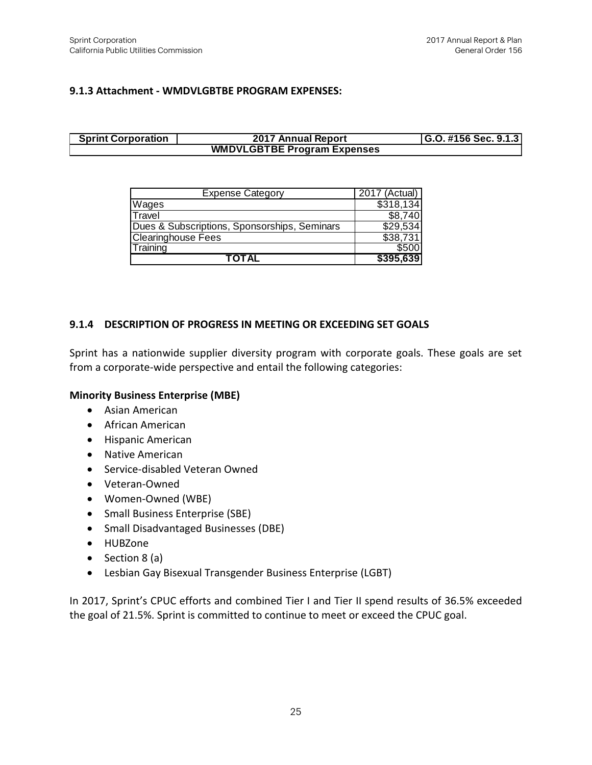### 9.1.3 Attachment - WMDVLGBTBE PROGRAM EXPENSES:

| Sprint Corporation | 2017 Annual Report | G.O. #156 Sec. 9.1.3 |
|---|---|---|
| WMDVLGBTBE Program Expenses | | |

| Expense Category | 2017 (Actual) |
|---|---|
| Wages | $318,134 |
| Travel | $8,740 |
| Dues & Subscriptions, Sponsorships, Seminars | $29,534 |
| Clearinghouse Fees | $38,731 |
| Training | $500 |
| **TOTAL** | **$395,639** |

### 9.1.4 DESCRIPTION OF PROGRESS IN MEETING OR EXCEEDING SET GOALS

Sprint has a nationwide supplier diversity program with corporate goals. These goals are set from a corporate-wide perspective and entail the following categories:

**Minority Business Enterprise (MBE)**

- Asian American
- African American
- Hispanic American
- Native American
- Service-disabled Veteran Owned
- Veteran-Owned
- Women-Owned (WBE)
- Small Business Enterprise (SBE)
- Small Disadvantaged Businesses (DBE)
- HUBZone
- Section 8 (a)
- Lesbian Gay Bisexual Transgender Business Enterprise (LGBT)

In 2017, Sprint's CPUC efforts and combined Tier I and Tier II spend results of 36.5% exceeded the goal of 21.5%. Sprint is committed to continue to meet or exceed the CPUC goal.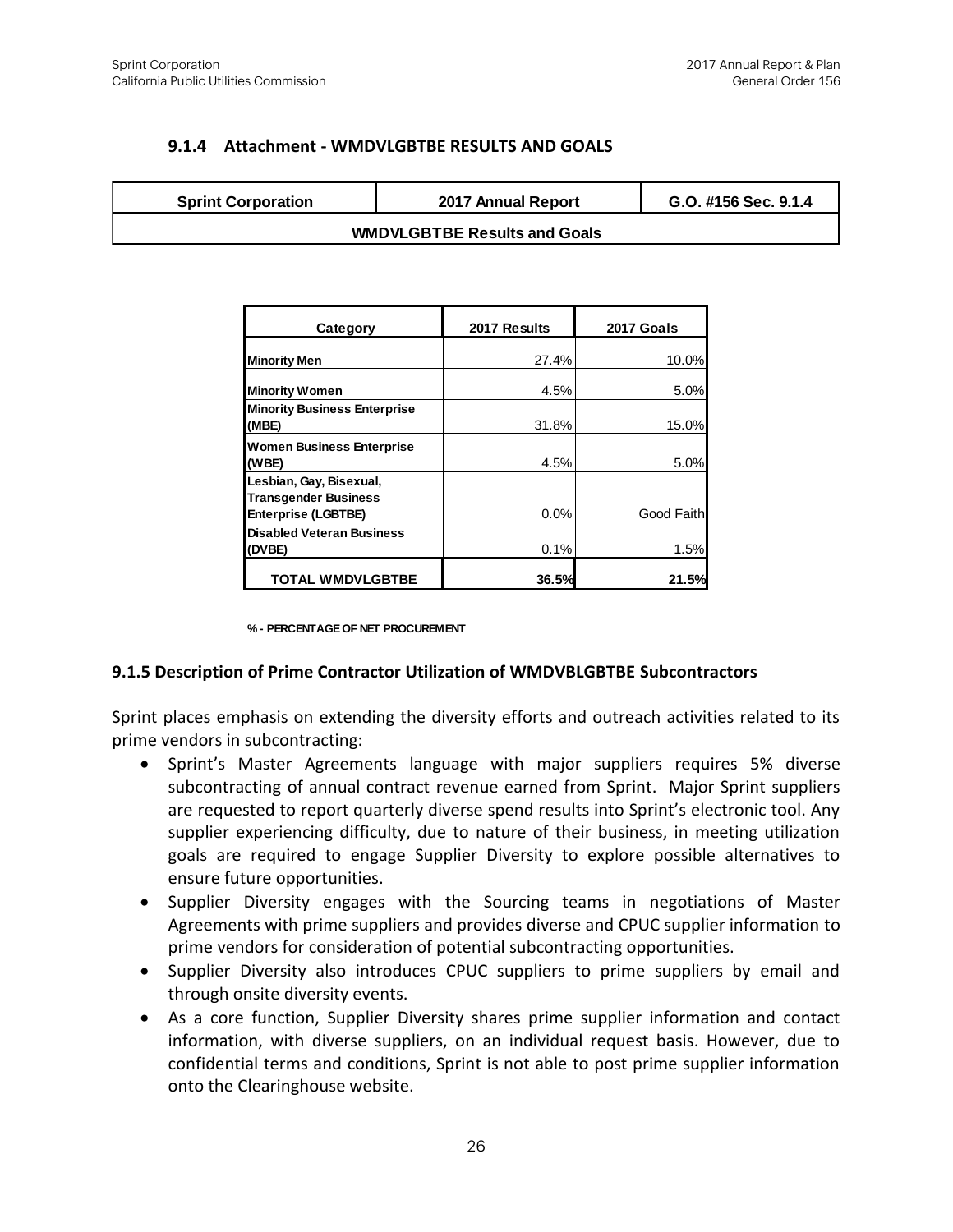### 9.1.4 Attachment - WMDVLGBTBE RESULTS AND GOALS

| Sprint Corporation | 2017 Annual Report | G.O. #156 Sec. 9.1.4 |
|---|---|---|
| **WMDVLGBTBE Results and Goals** | | |

| Category | 2017 Results | 2017 Goals |
|---|---|---|
| **Minority Men** | 27.4% | 10.0% |
| **Minority Women** | 4.5% | 5.0% |
| **Minority Business Enterprise (MBE)** | 31.8% | 15.0% |
| **Women Business Enterprise (WBE)** | 4.5% | 5.0% |
| **Lesbian, Gay, Bisexual, Transgender Business Enterprise (LGBTBE)** | 0.0% | Good Faith |
| **Disabled Veteran Business (DVBE)** | 0.1% | 1.5% |
| **TOTAL WMDVLGBTBE** | **36.5%** | **21.5%** |

**% - PERCENTAGE OF NET PROCUREMENT**

### 9.1.5 Description of Prime Contractor Utilization of WMDVBLGBTBE Subcontractors

Sprint places emphasis on extending the diversity efforts and outreach activities related to its prime vendors in subcontracting:

- Sprint's Master Agreements language with major suppliers requires 5% diverse subcontracting of annual contract revenue earned from Sprint. Major Sprint suppliers are requested to report quarterly diverse spend results into Sprint's electronic tool. Any supplier experiencing difficulty, due to nature of their business, in meeting utilization goals are required to engage Supplier Diversity to explore possible alternatives to ensure future opportunities.
- Supplier Diversity engages with the Sourcing teams in negotiations of Master Agreements with prime suppliers and provides diverse and CPUC supplier information to prime vendors for consideration of potential subcontracting opportunities.
- Supplier Diversity also introduces CPUC suppliers to prime suppliers by email and through onsite diversity events.
- As a core function, Supplier Diversity shares prime supplier information and contact information, with diverse suppliers, on an individual request basis. However, due to confidential terms and conditions, Sprint is not able to post prime supplier information onto the Clearinghouse website.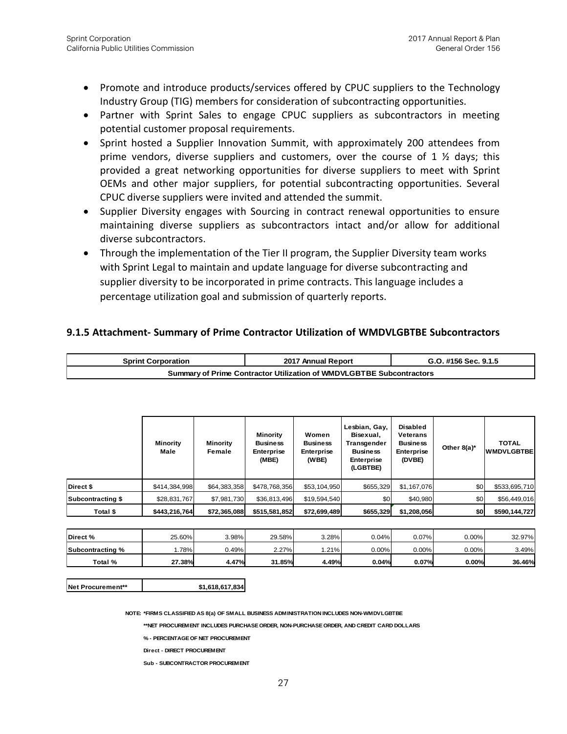- Promote and introduce products/services offered by CPUC suppliers to the Technology Industry Group (TIG) members for consideration of subcontracting opportunities.
- Partner with Sprint Sales to engage CPUC suppliers as subcontractors in meeting potential customer proposal requirements.
- Sprint hosted a Supplier Innovation Summit, with approximately 200 attendees from prime vendors, diverse suppliers and customers, over the course of 1 ½ days; this provided a great networking opportunities for diverse suppliers to meet with Sprint OEMs and other major suppliers, for potential subcontracting opportunities. Several CPUC diverse suppliers were invited and attended the summit.
- Supplier Diversity engages with Sourcing in contract renewal opportunities to ensure maintaining diverse suppliers as subcontractors intact and/or allow for additional diverse subcontractors.
- Through the implementation of the Tier II program, the Supplier Diversity team works with Sprint Legal to maintain and update language for diverse subcontracting and supplier diversity to be incorporated in prime contracts. This language includes a percentage utilization goal and submission of quarterly reports.

### 9.1.5 Attachment- Summary of Prime Contractor Utilization of WMDVLGBTBE Subcontractors

| Sprint Corporation | 2017 Annual Report | G.O. #156 Sec. 9.1.5 |
|---|---|---|
| Summary of Prime Contractor Utilization of WMDVLGBTBE Subcontractors | | |

| | Minority Male | Minority Female | Minority Business Enterprise (MBE) | Women Business Enterprise (WBE) | Lesbian, Gay, Bisexual, Transgender Business Enterprise (LGBTBE) | Disabled Veterans Business Enterprise (DVBE) | Other 8(a)* | TOTAL WMDVLGBTBE |
|---|---|---|---|---|---|---|---|---|
| Direct $ | $414,384,998 | $64,383,358 | $478,768,356 | $53,104,950 | $655,329 | $1,167,076 | $0 | $533,695,710 |
| Subcontracting $ | $28,831,767 | $7,981,730 | $36,813,496 | $19,594,540 | $0 | $40,980 | $0 | $56,449,016 |
| **Total $** | **$443,216,764** | **$72,365,088** | **$515,581,852** | **$72,699,489** | **$655,329** | **$1,208,056** | **$0** | **$590,144,727** |
| Direct % | 25.60% | 3.98% | 29.58% | 3.28% | 0.04% | 0.07% | 0.00% | 32.97% |
| Subcontracting % | 1.78% | 0.49% | 2.27% | 1.21% | 0.00% | 0.00% | 0.00% | 3.49% |
| **Total %** | **27.38%** | **4.47%** | **31.85%** | **4.49%** | **0.04%** | **0.07%** | **0.00%** | **36.46%** |

| Net Procurement** | $1,618,617,834 |
|---|---|

NOTE: *FIRMS CLASSIFIED AS 8(a) OF SMALL BUSINESS ADMINISTRATION INCLUDES NON-WMDVLGBTBE

**NET PROCUREMENT INCLUDES PURCHASE ORDER, NON-PURCHASE ORDER, AND CREDIT CARD DOLLARS

% - PERCENTAGE OF NET PROCUREMENT

Direct - DIRECT PROCUREMENT

Sub - SUBCONTRACTOR PROCUREMENT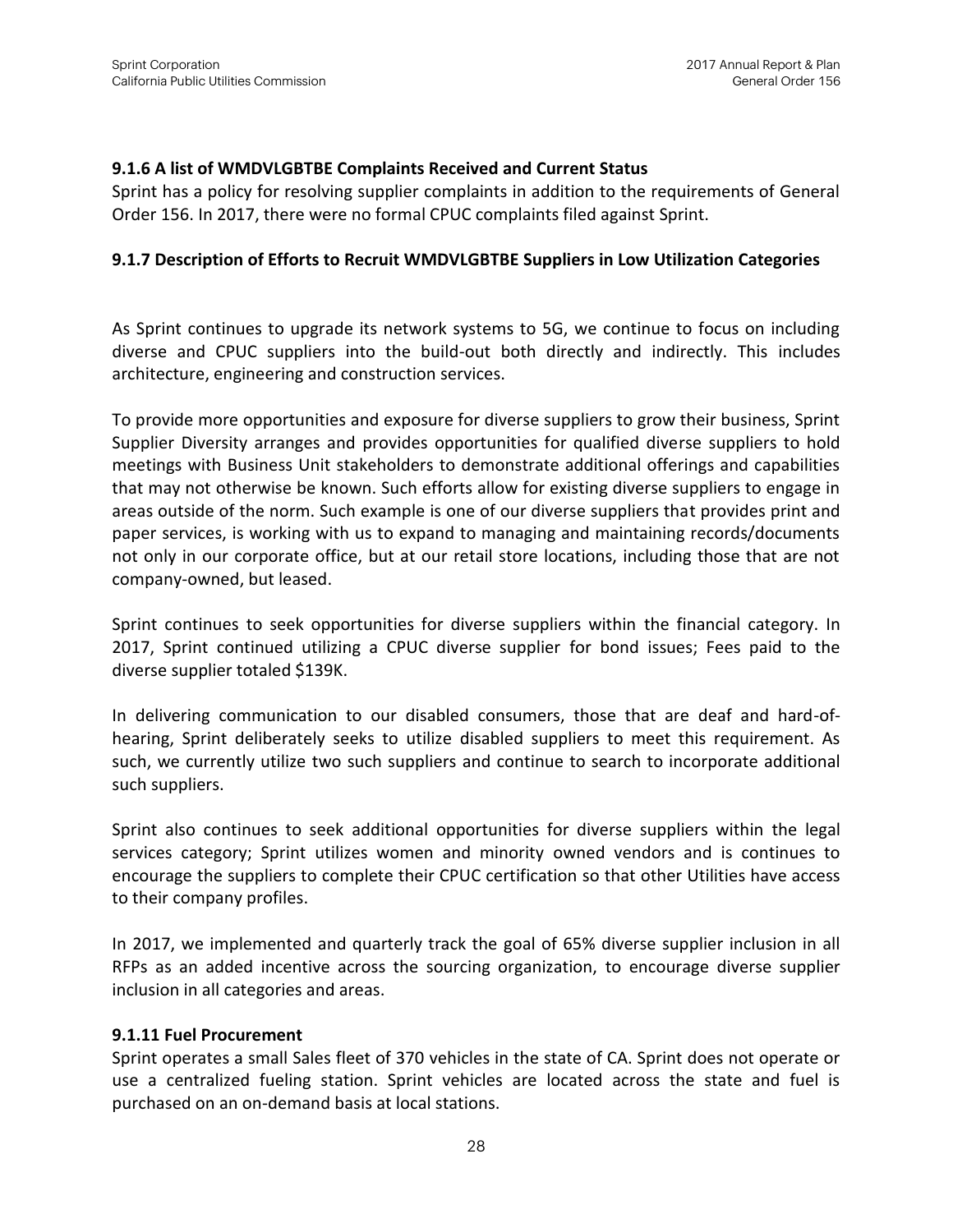### 9.1.6 A list of WMDVLGBTBE Complaints Received and Current Status

Sprint has a policy for resolving supplier complaints in addition to the requirements of General Order 156. In 2017, there were no formal CPUC complaints filed against Sprint.

### 9.1.7 Description of Efforts to Recruit WMDVLGBTBE Suppliers in Low Utilization Categories

As Sprint continues to upgrade its network systems to 5G, we continue to focus on including diverse and CPUC suppliers into the build-out both directly and indirectly. This includes architecture, engineering and construction services.

To provide more opportunities and exposure for diverse suppliers to grow their business, Sprint Supplier Diversity arranges and provides opportunities for qualified diverse suppliers to hold meetings with Business Unit stakeholders to demonstrate additional offerings and capabilities that may not otherwise be known. Such efforts allow for existing diverse suppliers to engage in areas outside of the norm. Such example is one of our diverse suppliers that provides print and paper services, is working with us to expand to managing and maintaining records/documents not only in our corporate office, but at our retail store locations, including those that are not company-owned, but leased.

Sprint continues to seek opportunities for diverse suppliers within the financial category. In 2017, Sprint continued utilizing a CPUC diverse supplier for bond issues; Fees paid to the diverse supplier totaled $139K.

In delivering communication to our disabled consumers, those that are deaf and hard-of-hearing, Sprint deliberately seeks to utilize disabled suppliers to meet this requirement. As such, we currently utilize two such suppliers and continue to search to incorporate additional such suppliers.

Sprint also continues to seek additional opportunities for diverse suppliers within the legal services category; Sprint utilizes women and minority owned vendors and is continues to encourage the suppliers to complete their CPUC certification so that other Utilities have access to their company profiles.

In 2017, we implemented and quarterly track the goal of 65% diverse supplier inclusion in all RFPs as an added incentive across the sourcing organization, to encourage diverse supplier inclusion in all categories and areas.

### 9.1.11 Fuel Procurement

Sprint operates a small Sales fleet of 370 vehicles in the state of CA. Sprint does not operate or use a centralized fueling station. Sprint vehicles are located across the state and fuel is purchased on an on-demand basis at local stations.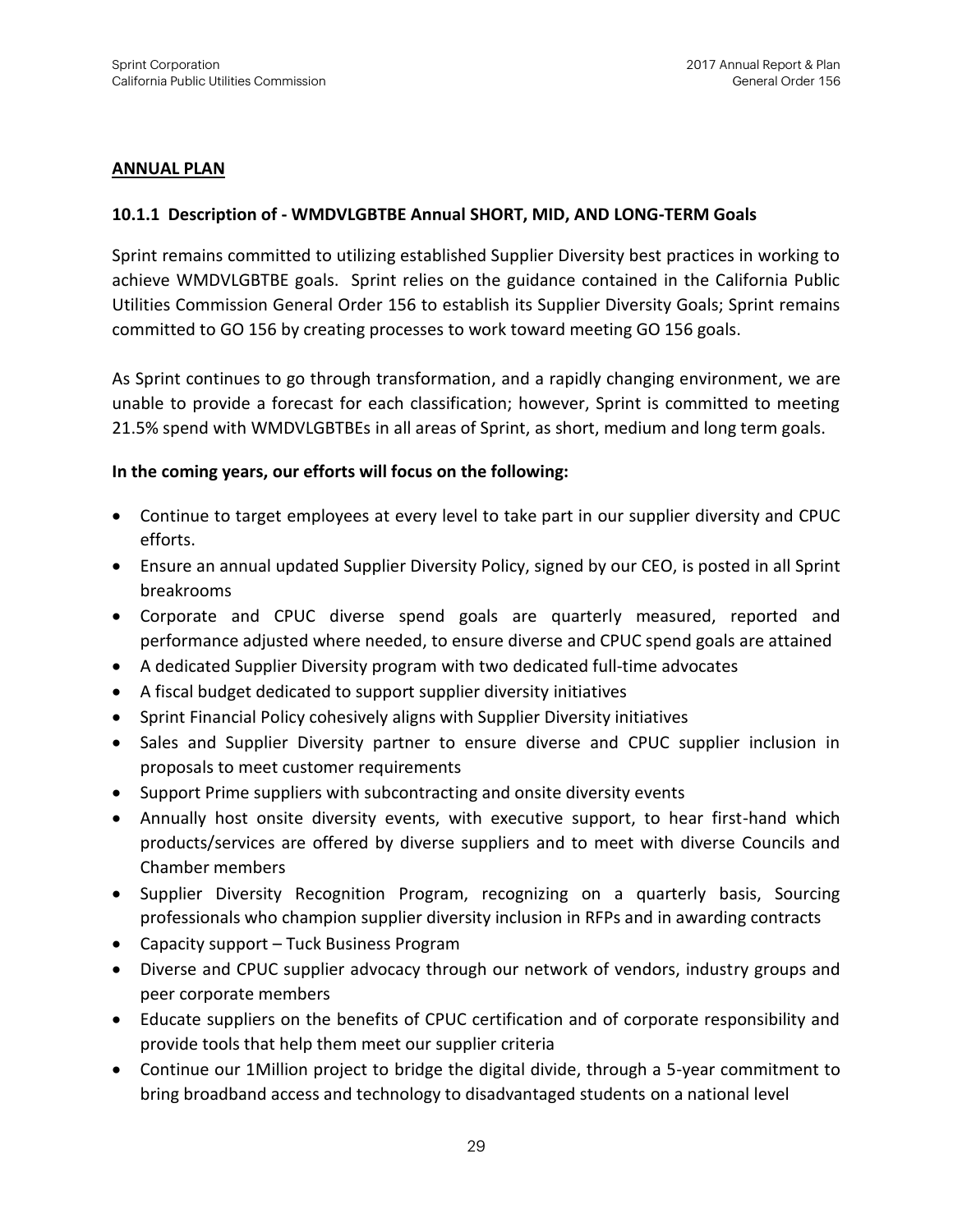## ANNUAL PLAN

### 10.1.1 Description of - WMDVLGBTBE Annual SHORT, MID, AND LONG-TERM Goals

Sprint remains committed to utilizing established Supplier Diversity best practices in working to achieve WMDVLGBTBE goals. Sprint relies on the guidance contained in the California Public Utilities Commission General Order 156 to establish its Supplier Diversity Goals; Sprint remains committed to GO 156 by creating processes to work toward meeting GO 156 goals.

As Sprint continues to go through transformation, and a rapidly changing environment, we are unable to provide a forecast for each classification; however, Sprint is committed to meeting 21.5% spend with WMDVLGBTBEs in all areas of Sprint, as short, medium and long term goals.

**In the coming years, our efforts will focus on the following:**

- Continue to target employees at every level to take part in our supplier diversity and CPUC efforts.
- Ensure an annual updated Supplier Diversity Policy, signed by our CEO, is posted in all Sprint breakrooms
- Corporate and CPUC diverse spend goals are quarterly measured, reported and performance adjusted where needed, to ensure diverse and CPUC spend goals are attained
- A dedicated Supplier Diversity program with two dedicated full-time advocates
- A fiscal budget dedicated to support supplier diversity initiatives
- Sprint Financial Policy cohesively aligns with Supplier Diversity initiatives
- Sales and Supplier Diversity partner to ensure diverse and CPUC supplier inclusion in proposals to meet customer requirements
- Support Prime suppliers with subcontracting and onsite diversity events
- Annually host onsite diversity events, with executive support, to hear first-hand which products/services are offered by diverse suppliers and to meet with diverse Councils and Chamber members
- Supplier Diversity Recognition Program, recognizing on a quarterly basis, Sourcing professionals who champion supplier diversity inclusion in RFPs and in awarding contracts
- Capacity support – Tuck Business Program
- Diverse and CPUC supplier advocacy through our network of vendors, industry groups and peer corporate members
- Educate suppliers on the benefits of CPUC certification and of corporate responsibility and provide tools that help them meet our supplier criteria
- Continue our 1Million project to bridge the digital divide, through a 5-year commitment to bring broadband access and technology to disadvantaged students on a national level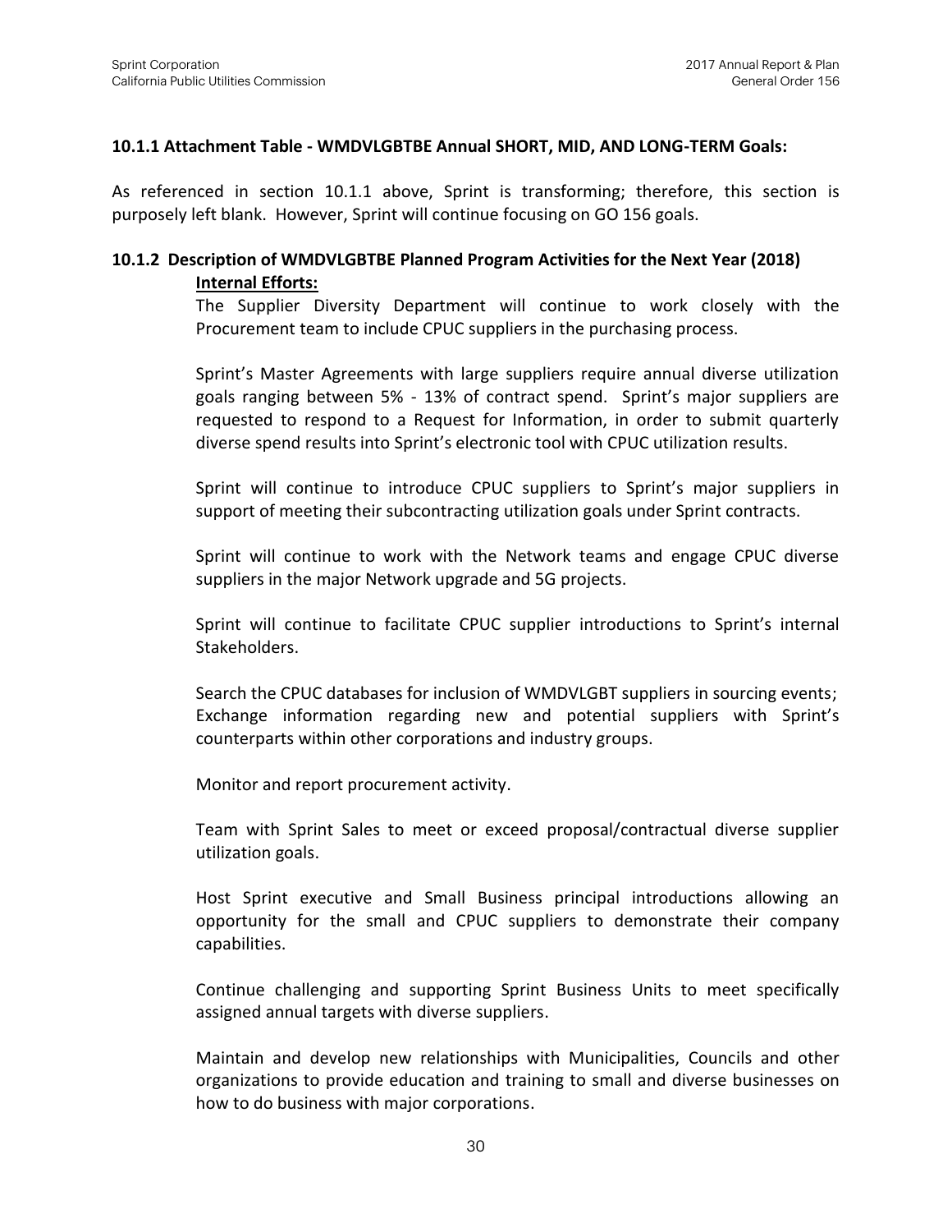### 10.1.1 Attachment Table - WMDVLGBTBE Annual SHORT, MID, AND LONG-TERM Goals:

As referenced in section 10.1.1 above, Sprint is transforming; therefore, this section is purposely left blank. However, Sprint will continue focusing on GO 156 goals.

### 10.1.2 Description of WMDVLGBTBE Planned Program Activities for the Next Year (2018)

**Internal Efforts:**

The Supplier Diversity Department will continue to work closely with the Procurement team to include CPUC suppliers in the purchasing process.

Sprint's Master Agreements with large suppliers require annual diverse utilization goals ranging between 5% - 13% of contract spend. Sprint's major suppliers are requested to respond to a Request for Information, in order to submit quarterly diverse spend results into Sprint's electronic tool with CPUC utilization results.

Sprint will continue to introduce CPUC suppliers to Sprint's major suppliers in support of meeting their subcontracting utilization goals under Sprint contracts.

Sprint will continue to work with the Network teams and engage CPUC diverse suppliers in the major Network upgrade and 5G projects.

Sprint will continue to facilitate CPUC supplier introductions to Sprint's internal Stakeholders.

Search the CPUC databases for inclusion of WMDVLGBT suppliers in sourcing events; Exchange information regarding new and potential suppliers with Sprint's counterparts within other corporations and industry groups.

Monitor and report procurement activity.

Team with Sprint Sales to meet or exceed proposal/contractual diverse supplier utilization goals.

Host Sprint executive and Small Business principal introductions allowing an opportunity for the small and CPUC suppliers to demonstrate their company capabilities.

Continue challenging and supporting Sprint Business Units to meet specifically assigned annual targets with diverse suppliers.

Maintain and develop new relationships with Municipalities, Councils and other organizations to provide education and training to small and diverse businesses on how to do business with major corporations.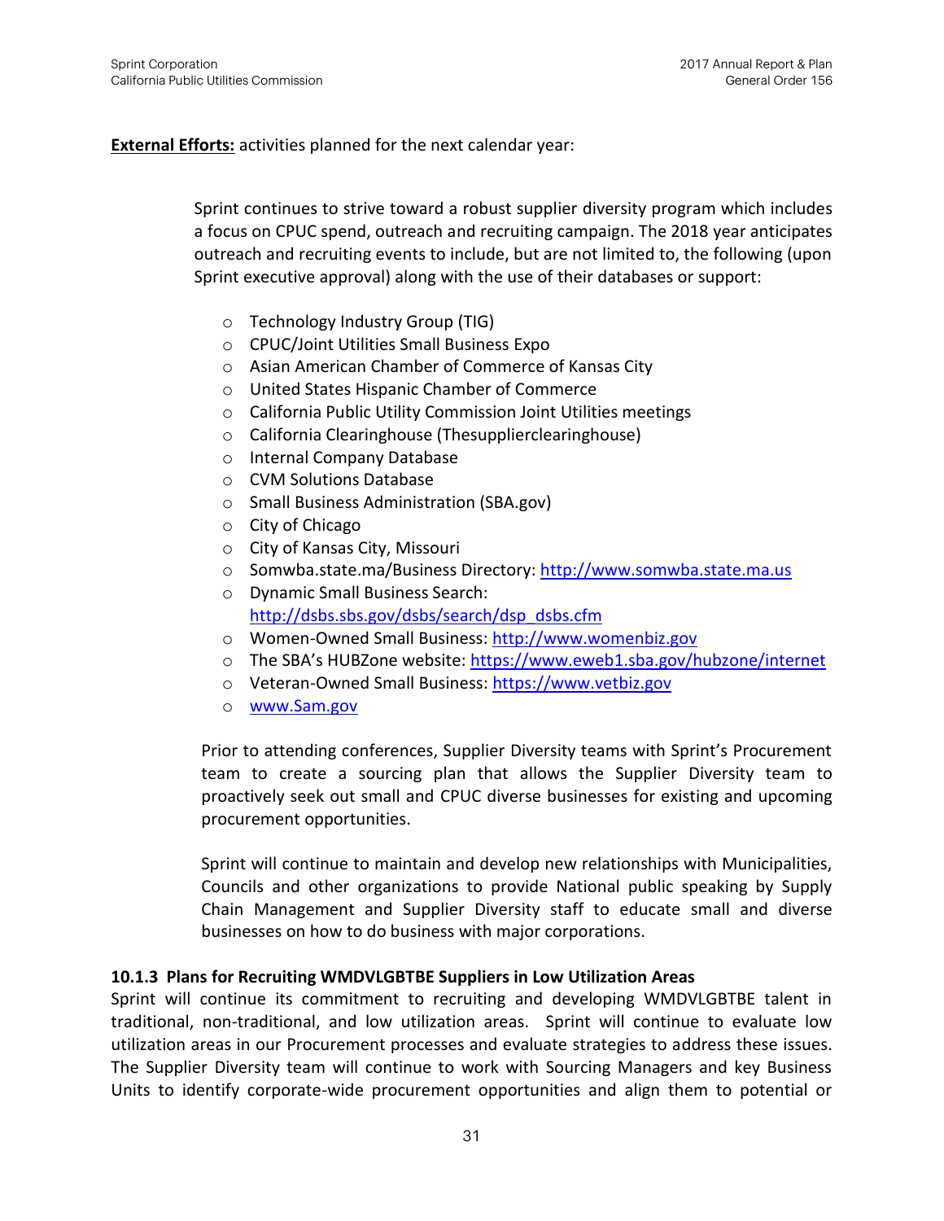**External Efforts:** activities planned for the next calendar year:

Sprint continues to strive toward a robust supplier diversity program which includes a focus on CPUC spend, outreach and recruiting campaign. The 2018 year anticipates outreach and recruiting events to include, but are not limited to, the following (upon Sprint executive approval) along with the use of their databases or support:

- Technology Industry Group (TIG)
- CPUC/Joint Utilities Small Business Expo
- Asian American Chamber of Commerce of Kansas City
- United States Hispanic Chamber of Commerce
- California Public Utility Commission Joint Utilities meetings
- California Clearinghouse (Thesupplierclearinghouse)
- Internal Company Database
- CVM Solutions Database
- Small Business Administration (SBA.gov)
- City of Chicago
- City of Kansas City, Missouri
- Somwba.state.ma/Business Directory: http://www.somwba.state.ma.us
- Dynamic Small Business Search: http://dsbs.sbs.gov/dsbs/search/dsp_dsbs.cfm
- Women-Owned Small Business: http://www.womenbiz.gov
- The SBA's HUBZone website: https://www.eweb1.sba.gov/hubzone/internet
- Veteran-Owned Small Business: https://www.vetbiz.gov
- www.Sam.gov

Prior to attending conferences, Supplier Diversity teams with Sprint's Procurement team to create a sourcing plan that allows the Supplier Diversity team to proactively seek out small and CPUC diverse businesses for existing and upcoming procurement opportunities.

Sprint will continue to maintain and develop new relationships with Municipalities, Councils and other organizations to provide National public speaking by Supply Chain Management and Supplier Diversity staff to educate small and diverse businesses on how to do business with major corporations.

### 10.1.3 Plans for Recruiting WMDVLGBTBE Suppliers in Low Utilization Areas

Sprint will continue its commitment to recruiting and developing WMDVLGBTBE talent in traditional, non-traditional, and low utilization areas. Sprint will continue to evaluate low utilization areas in our Procurement processes and evaluate strategies to address these issues. The Supplier Diversity team will continue to work with Sourcing Managers and key Business Units to identify corporate-wide procurement opportunities and align them to potential or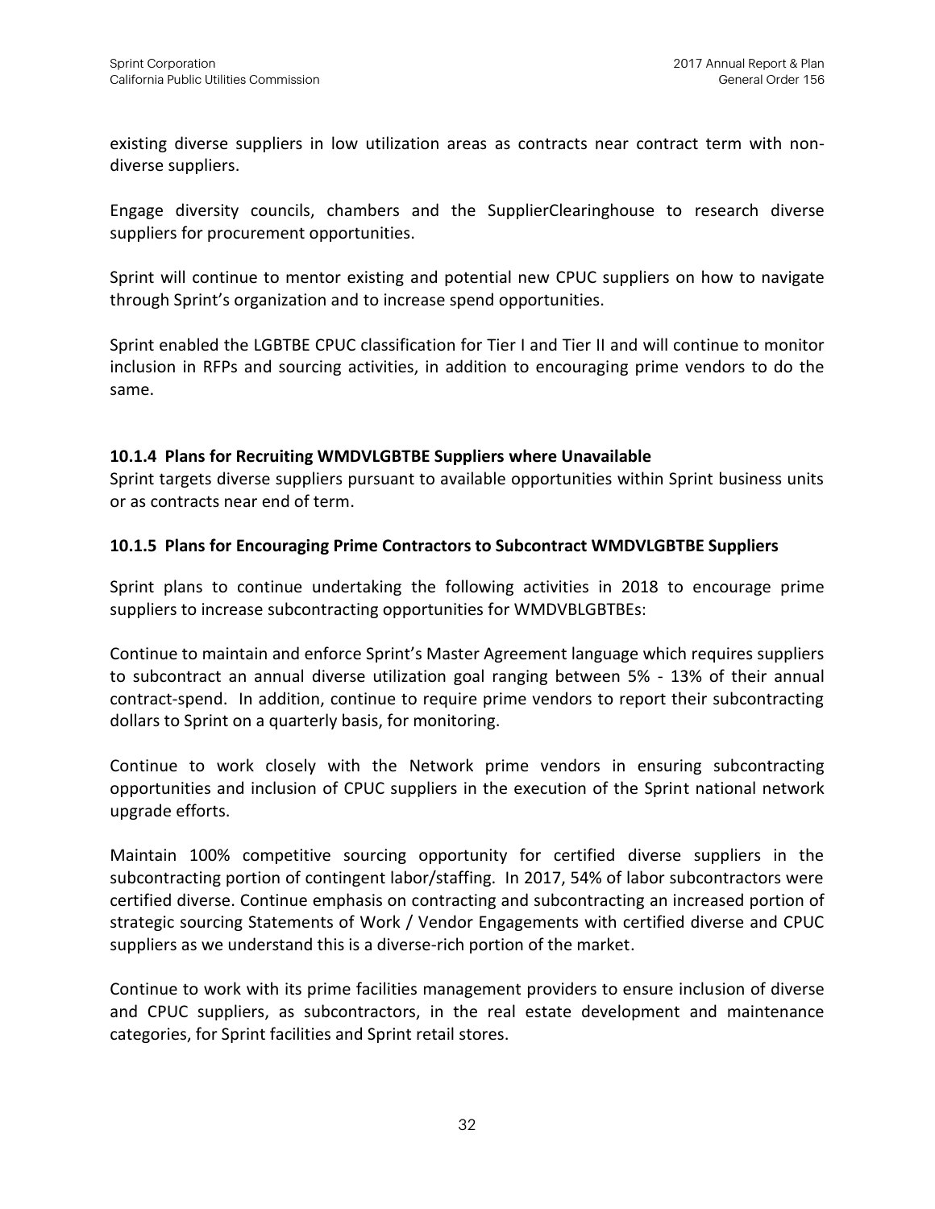existing diverse suppliers in low utilization areas as contracts near contract term with non-diverse suppliers.

Engage diversity councils, chambers and the SupplierClearinghouse to research diverse suppliers for procurement opportunities.

Sprint will continue to mentor existing and potential new CPUC suppliers on how to navigate through Sprint's organization and to increase spend opportunities.

Sprint enabled the LGBTBE CPUC classification for Tier I and Tier II and will continue to monitor inclusion in RFPs and sourcing activities, in addition to encouraging prime vendors to do the same.

### 10.1.4 Plans for Recruiting WMDVLGBTBE Suppliers where Unavailable

Sprint targets diverse suppliers pursuant to available opportunities within Sprint business units or as contracts near end of term.

### 10.1.5 Plans for Encouraging Prime Contractors to Subcontract WMDVLGBTBE Suppliers

Sprint plans to continue undertaking the following activities in 2018 to encourage prime suppliers to increase subcontracting opportunities for WMDVBLGBTBEs:

Continue to maintain and enforce Sprint's Master Agreement language which requires suppliers to subcontract an annual diverse utilization goal ranging between 5% - 13% of their annual contract-spend. In addition, continue to require prime vendors to report their subcontracting dollars to Sprint on a quarterly basis, for monitoring.

Continue to work closely with the Network prime vendors in ensuring subcontracting opportunities and inclusion of CPUC suppliers in the execution of the Sprint national network upgrade efforts.

Maintain 100% competitive sourcing opportunity for certified diverse suppliers in the subcontracting portion of contingent labor/staffing. In 2017, 54% of labor subcontractors were certified diverse. Continue emphasis on contracting and subcontracting an increased portion of strategic sourcing Statements of Work / Vendor Engagements with certified diverse and CPUC suppliers as we understand this is a diverse-rich portion of the market.

Continue to work with its prime facilities management providers to ensure inclusion of diverse and CPUC suppliers, as subcontractors, in the real estate development and maintenance categories, for Sprint facilities and Sprint retail stores.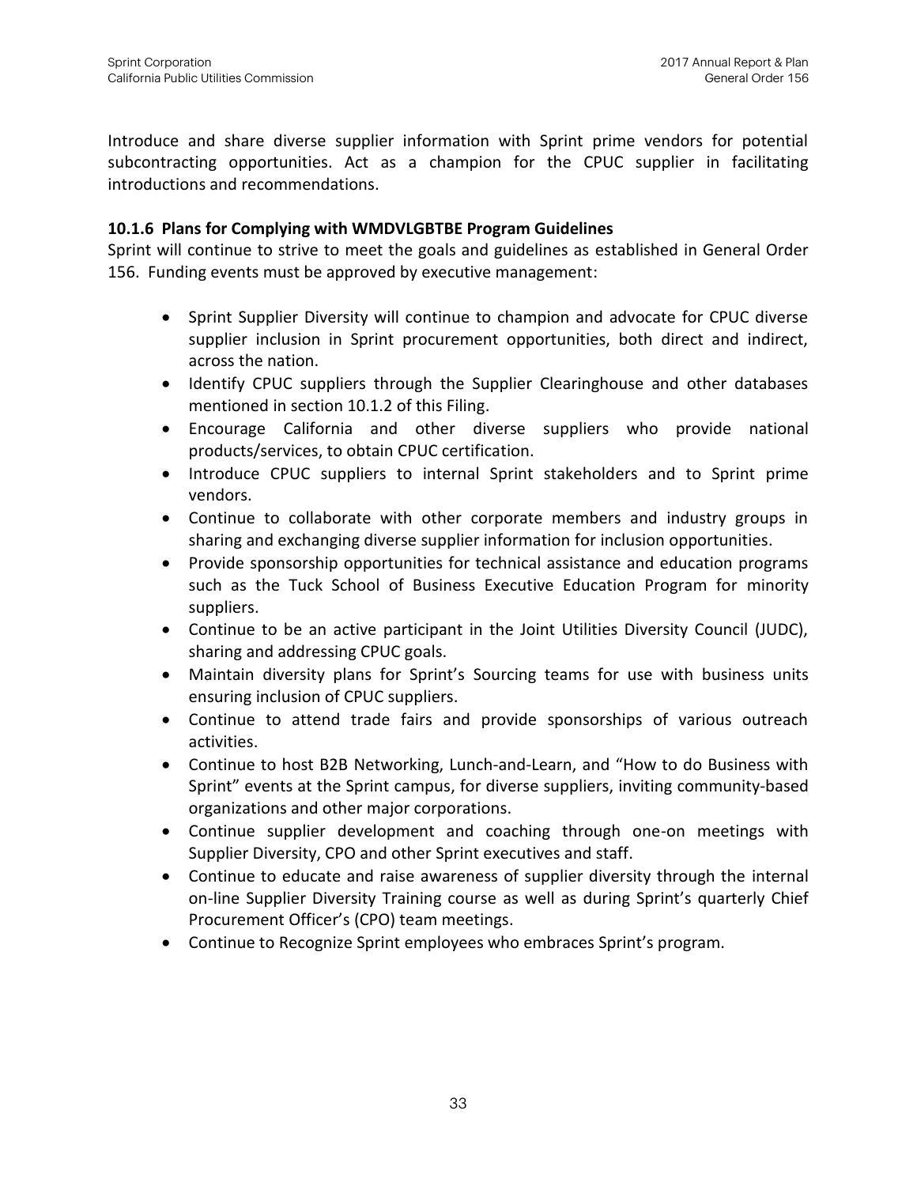Introduce and share diverse supplier information with Sprint prime vendors for potential subcontracting opportunities. Act as a champion for the CPUC supplier in facilitating introductions and recommendations.

### 10.1.6 Plans for Complying with WMDVLGBTBE Program Guidelines

Sprint will continue to strive to meet the goals and guidelines as established in General Order 156. Funding events must be approved by executive management:

- Sprint Supplier Diversity will continue to champion and advocate for CPUC diverse supplier inclusion in Sprint procurement opportunities, both direct and indirect, across the nation.
- Identify CPUC suppliers through the Supplier Clearinghouse and other databases mentioned in section 10.1.2 of this Filing.
- Encourage California and other diverse suppliers who provide national products/services, to obtain CPUC certification.
- Introduce CPUC suppliers to internal Sprint stakeholders and to Sprint prime vendors.
- Continue to collaborate with other corporate members and industry groups in sharing and exchanging diverse supplier information for inclusion opportunities.
- Provide sponsorship opportunities for technical assistance and education programs such as the Tuck School of Business Executive Education Program for minority suppliers.
- Continue to be an active participant in the Joint Utilities Diversity Council (JUDC), sharing and addressing CPUC goals.
- Maintain diversity plans for Sprint's Sourcing teams for use with business units ensuring inclusion of CPUC suppliers.
- Continue to attend trade fairs and provide sponsorships of various outreach activities.
- Continue to host B2B Networking, Lunch-and-Learn, and "How to do Business with Sprint" events at the Sprint campus, for diverse suppliers, inviting community-based organizations and other major corporations.
- Continue supplier development and coaching through one-on meetings with Supplier Diversity, CPO and other Sprint executives and staff.
- Continue to educate and raise awareness of supplier diversity through the internal on-line Supplier Diversity Training course as well as during Sprint's quarterly Chief Procurement Officer's (CPO) team meetings.
- Continue to Recognize Sprint employees who embraces Sprint's program.